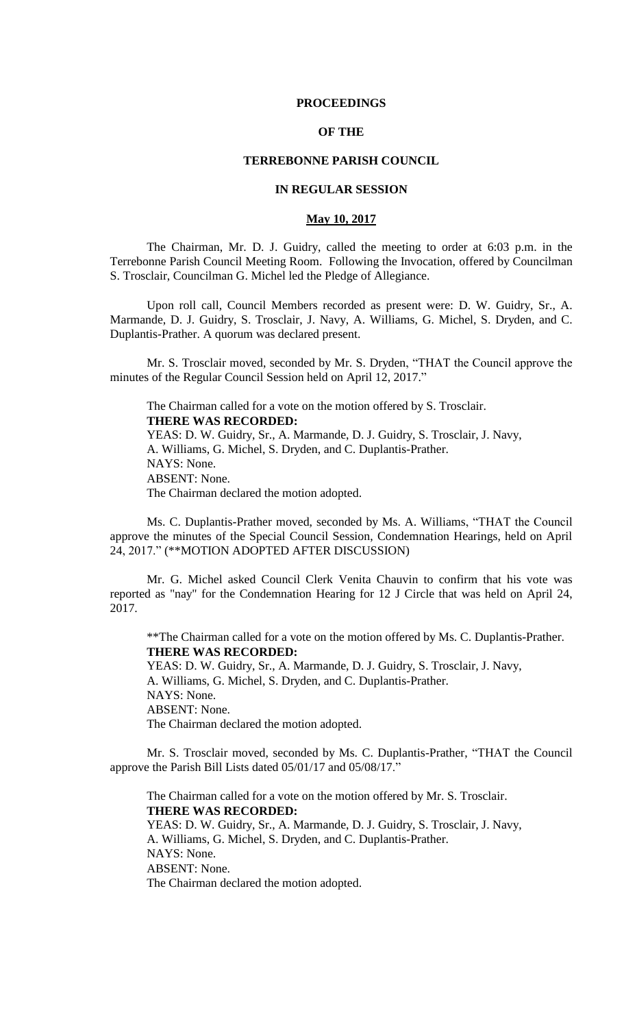# PROCEEDINGS

# OF THE

# TERREBONNE PARISH COUNCIL

# IN REGULAR SESSION

## **May 10, 2017**

The Chairman, Mr. D. J. Guidry, called the meeting to order at 6:03 p.m. in the Terrebonne Parish Council Meeting Room. Following the Invocation, offered by Councilman S. Trosclair, Councilman G. Michel led the Pledge of Allegiance.

Upon roll call, Council Members recorded as present were: D. W. Guidry, Sr., A. Marmande, D. J. Guidry, S. Trosclair, J. Navy, A. Williams, G. Michel, S. Dryden, and C. Duplantis-Prather. A quorum was declared present.

Mr. S. Trosclair moved, seconded by Mr. S. Dryden, "THAT the Council approve the minutes of the Regular Council Session held on April 12, 2017."

The Chairman called for a vote on the motion offered by S. Trosclair.
**THERE WAS RECORDED:**
YEAS: D. W. Guidry, Sr., A. Marmande, D. J. Guidry, S. Trosclair, J. Navy, A. Williams, G. Michel, S. Dryden, and C. Duplantis-Prather.
NAYS: None.
ABSENT: None.
The Chairman declared the motion adopted.

Ms. C. Duplantis-Prather moved, seconded by Ms. A. Williams, "THAT the Council approve the minutes of the Special Council Session, Condemnation Hearings, held on April 24, 2017." (**MOTION ADOPTED AFTER DISCUSSION)

Mr. G. Michel asked Council Clerk Venita Chauvin to confirm that his vote was reported as "nay" for the Condemnation Hearing for 12 J Circle that was held on April 24, 2017.

**The Chairman called for a vote on the motion offered by Ms. C. Duplantis-Prather.
**THERE WAS RECORDED:**
YEAS: D. W. Guidry, Sr., A. Marmande, D. J. Guidry, S. Trosclair, J. Navy, A. Williams, G. Michel, S. Dryden, and C. Duplantis-Prather.
NAYS: None.
ABSENT: None.
The Chairman declared the motion adopted.

Mr. S. Trosclair moved, seconded by Ms. C. Duplantis-Prather, "THAT the Council approve the Parish Bill Lists dated 05/01/17 and 05/08/17."

The Chairman called for a vote on the motion offered by Mr. S. Trosclair.
**THERE WAS RECORDED:**
YEAS: D. W. Guidry, Sr., A. Marmande, D. J. Guidry, S. Trosclair, J. Navy, A. Williams, G. Michel, S. Dryden, and C. Duplantis-Prather.
NAYS: None.
ABSENT: None.
The Chairman declared the motion adopted.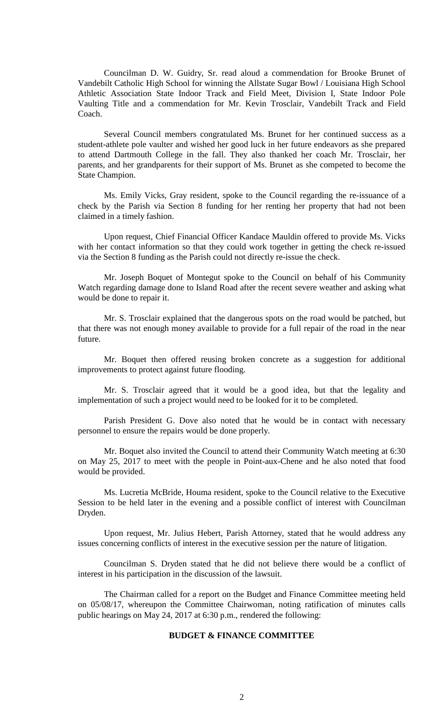Councilman D. W. Guidry, Sr. read aloud a commendation for Brooke Brunet of Vandebilt Catholic High School for winning the Allstate Sugar Bowl / Louisiana High School Athletic Association State Indoor Track and Field Meet, Division I, State Indoor Pole Vaulting Title and a commendation for Mr. Kevin Trosclair, Vandebilt Track and Field Coach.

Several Council members congratulated Ms. Brunet for her continued success as a student-athlete pole vaulter and wished her good luck in her future endeavors as she prepared to attend Dartmouth College in the fall. They also thanked her coach Mr. Trosclair, her parents, and her grandparents for their support of Ms. Brunet as she competed to become the State Champion.

Ms. Emily Vicks, Gray resident, spoke to the Council regarding the re-issuance of a check by the Parish via Section 8 funding for her renting her property that had not been claimed in a timely fashion.

Upon request, Chief Financial Officer Kandace Mauldin offered to provide Ms. Vicks with her contact information so that they could work together in getting the check re-issued via the Section 8 funding as the Parish could not directly re-issue the check.

Mr. Joseph Boquet of Montegut spoke to the Council on behalf of his Community Watch regarding damage done to Island Road after the recent severe weather and asking what would be done to repair it.

Mr. S. Trosclair explained that the dangerous spots on the road would be patched, but that there was not enough money available to provide for a full repair of the road in the near future.

Mr. Boquet then offered reusing broken concrete as a suggestion for additional improvements to protect against future flooding.

Mr. S. Trosclair agreed that it would be a good idea, but that the legality and implementation of such a project would need to be looked for it to be completed.

Parish President G. Dove also noted that he would be in contact with necessary personnel to ensure the repairs would be done properly.

Mr. Boquet also invited the Council to attend their Community Watch meeting at 6:30 on May 25, 2017 to meet with the people in Point-aux-Chene and he also noted that food would be provided.

Ms. Lucretia McBride, Houma resident, spoke to the Council relative to the Executive Session to be held later in the evening and a possible conflict of interest with Councilman Dryden.

Upon request, Mr. Julius Hebert, Parish Attorney, stated that he would address any issues concerning conflicts of interest in the executive session per the nature of litigation.

Councilman S. Dryden stated that he did not believe there would be a conflict of interest in his participation in the discussion of the lawsuit.

The Chairman called for a report on the Budget and Finance Committee meeting held on 05/08/17, whereupon the Committee Chairwoman, noting ratification of minutes calls public hearings on May 24, 2017 at 6:30 p.m., rendered the following:

**BUDGET & FINANCE COMMITTEE**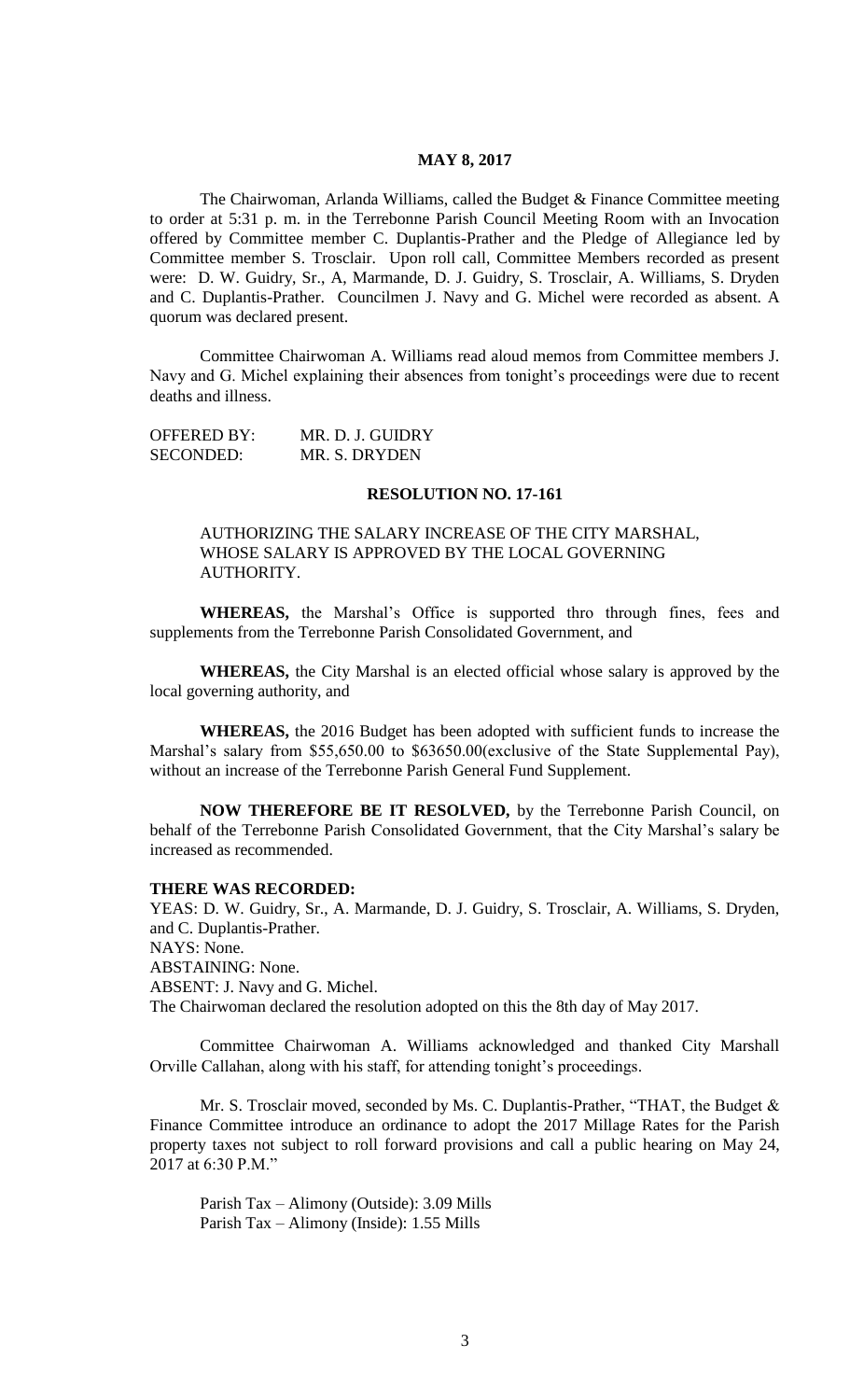**MAY 8, 2017**

The Chairwoman, Arlanda Williams, called the Budget & Finance Committee meeting to order at 5:31 p. m. in the Terrebonne Parish Council Meeting Room with an Invocation offered by Committee member C. Duplantis-Prather and the Pledge of Allegiance led by Committee member S. Trosclair. Upon roll call, Committee Members recorded as present were: D. W. Guidry, Sr., A, Marmande, D. J. Guidry, S. Trosclair, A. Williams, S. Dryden and C. Duplantis-Prather. Councilmen J. Navy and G. Michel were recorded as absent. A quorum was declared present.

Committee Chairwoman A. Williams read aloud memos from Committee members J. Navy and G. Michel explaining their absences from tonight's proceedings were due to recent deaths and illness.

OFFERED BY: MR. D. J. GUIDRY
SECONDED: MR. S. DRYDEN

**RESOLUTION NO. 17-161**

AUTHORIZING THE SALARY INCREASE OF THE CITY MARSHAL, WHOSE SALARY IS APPROVED BY THE LOCAL GOVERNING AUTHORITY.

**WHEREAS,** the Marshal's Office is supported thro through fines, fees and supplements from the Terrebonne Parish Consolidated Government, and

**WHEREAS,** the City Marshal is an elected official whose salary is approved by the local governing authority, and

**WHEREAS,** the 2016 Budget has been adopted with sufficient funds to increase the Marshal's salary from $55,650.00 to $63650.00(exclusive of the State Supplemental Pay), without an increase of the Terrebonne Parish General Fund Supplement.

**NOW THEREFORE BE IT RESOLVED,** by the Terrebonne Parish Council, on behalf of the Terrebonne Parish Consolidated Government, that the City Marshal's salary be increased as recommended.

**THERE WAS RECORDED:**
YEAS: D. W. Guidry, Sr., A. Marmande, D. J. Guidry, S. Trosclair, A. Williams, S. Dryden, and C. Duplantis-Prather.
NAYS: None.
ABSTAINING: None.
ABSENT: J. Navy and G. Michel.
The Chairwoman declared the resolution adopted on this the 8th day of May 2017.

Committee Chairwoman A. Williams acknowledged and thanked City Marshall Orville Callahan, along with his staff, for attending tonight's proceedings.

Mr. S. Trosclair moved, seconded by Ms. C. Duplantis-Prather, "THAT, the Budget & Finance Committee introduce an ordinance to adopt the 2017 Millage Rates for the Parish property taxes not subject to roll forward provisions and call a public hearing on May 24, 2017 at 6:30 P.M."

Parish Tax – Alimony (Outside): 3.09 Mills
Parish Tax – Alimony (Inside): 1.55 Mills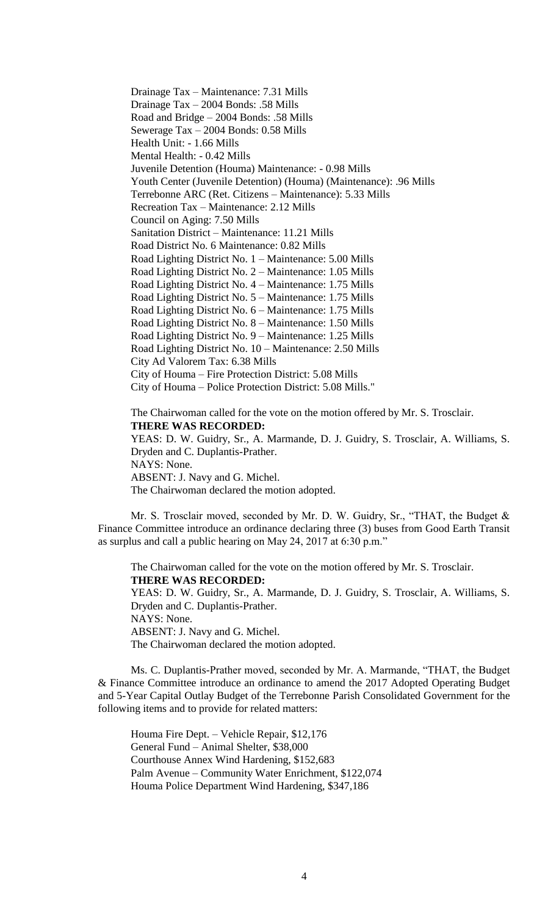Drainage Tax – Maintenance: 7.31 Mills
Drainage Tax – 2004 Bonds: .58 Mills
Road and Bridge – 2004 Bonds: .58 Mills
Sewerage Tax – 2004 Bonds: 0.58 Mills
Health Unit: - 1.66 Mills
Mental Health: - 0.42 Mills
Juvenile Detention (Houma) Maintenance: - 0.98 Mills
Youth Center (Juvenile Detention) (Houma) (Maintenance): .96 Mills
Terrebonne ARC (Ret. Citizens – Maintenance): 5.33 Mills
Recreation Tax – Maintenance: 2.12 Mills
Council on Aging: 7.50 Mills
Sanitation District – Maintenance: 11.21 Mills
Road District No. 6 Maintenance: 0.82 Mills
Road Lighting District No. 1 – Maintenance: 5.00 Mills
Road Lighting District No. 2 – Maintenance: 1.05 Mills
Road Lighting District No. 4 – Maintenance: 1.75 Mills
Road Lighting District No. 5 – Maintenance: 1.75 Mills
Road Lighting District No. 6 – Maintenance: 1.75 Mills
Road Lighting District No. 8 – Maintenance: 1.50 Mills
Road Lighting District No. 9 – Maintenance: 1.25 Mills
Road Lighting District No. 10 – Maintenance: 2.50 Mills
City Ad Valorem Tax: 6.38 Mills
City of Houma – Fire Protection District: 5.08 Mills
City of Houma – Police Protection District: 5.08 Mills."

The Chairwoman called for the vote on the motion offered by Mr. S. Trosclair.
**THERE WAS RECORDED:**
YEAS: D. W. Guidry, Sr., A. Marmande, D. J. Guidry, S. Trosclair, A. Williams, S. Dryden and C. Duplantis-Prather.
NAYS: None.
ABSENT: J. Navy and G. Michel.
The Chairwoman declared the motion adopted.

Mr. S. Trosclair moved, seconded by Mr. D. W. Guidry, Sr., "THAT, the Budget & Finance Committee introduce an ordinance declaring three (3) buses from Good Earth Transit as surplus and call a public hearing on May 24, 2017 at 6:30 p.m."

The Chairwoman called for the vote on the motion offered by Mr. S. Trosclair.
**THERE WAS RECORDED:**
YEAS: D. W. Guidry, Sr., A. Marmande, D. J. Guidry, S. Trosclair, A. Williams, S. Dryden and C. Duplantis-Prather.
NAYS: None.
ABSENT: J. Navy and G. Michel.
The Chairwoman declared the motion adopted.

Ms. C. Duplantis-Prather moved, seconded by Mr. A. Marmande, "THAT, the Budget & Finance Committee introduce an ordinance to amend the 2017 Adopted Operating Budget and 5-Year Capital Outlay Budget of the Terrebonne Parish Consolidated Government for the following items and to provide for related matters:

Houma Fire Dept. – Vehicle Repair, $12,176
General Fund – Animal Shelter, $38,000
Courthouse Annex Wind Hardening, $152,683
Palm Avenue – Community Water Enrichment, $122,074
Houma Police Department Wind Hardening, $347,186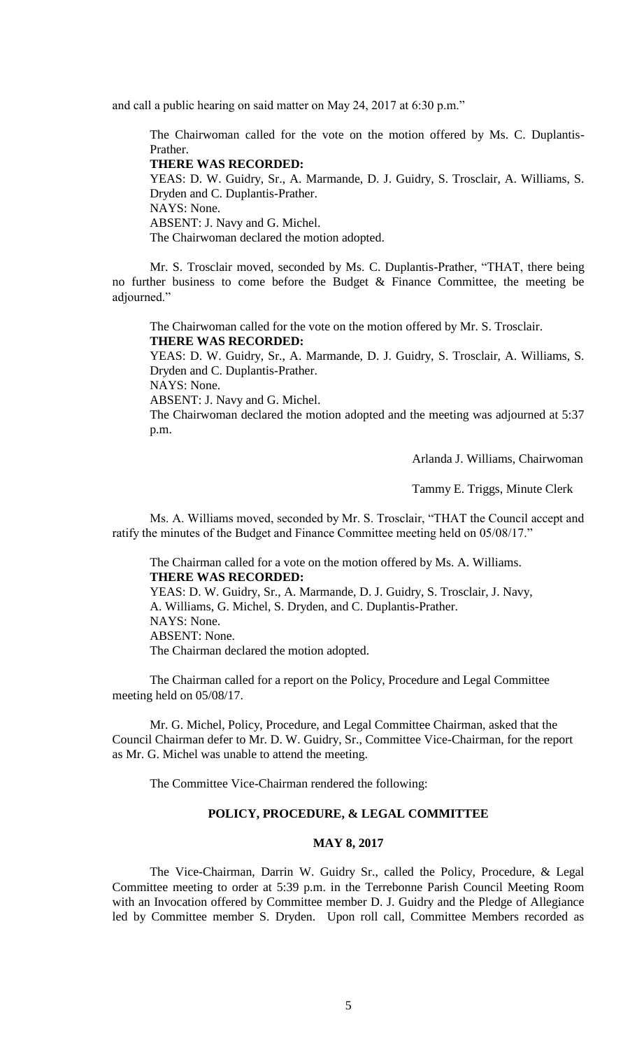and call a public hearing on said matter on May 24, 2017 at 6:30 p.m."

The Chairwoman called for the vote on the motion offered by Ms. C. Duplantis-Prather.

**THERE WAS RECORDED:**

YEAS: D. W. Guidry, Sr., A. Marmande, D. J. Guidry, S. Trosclair, A. Williams, S. Dryden and C. Duplantis-Prather.

NAYS: None.

ABSENT: J. Navy and G. Michel.

The Chairwoman declared the motion adopted.

Mr. S. Trosclair moved, seconded by Ms. C. Duplantis-Prather, "THAT, there being no further business to come before the Budget & Finance Committee, the meeting be adjourned."

The Chairwoman called for the vote on the motion offered by Mr. S. Trosclair.

**THERE WAS RECORDED:**

YEAS: D. W. Guidry, Sr., A. Marmande, D. J. Guidry, S. Trosclair, A. Williams, S. Dryden and C. Duplantis-Prather.

NAYS: None.

ABSENT: J. Navy and G. Michel.

The Chairwoman declared the motion adopted and the meeting was adjourned at 5:37 p.m.

Arlanda J. Williams, Chairwoman

Tammy E. Triggs, Minute Clerk

Ms. A. Williams moved, seconded by Mr. S. Trosclair, "THAT the Council accept and ratify the minutes of the Budget and Finance Committee meeting held on 05/08/17."

The Chairman called for a vote on the motion offered by Ms. A. Williams.

**THERE WAS RECORDED:**

YEAS: D. W. Guidry, Sr., A. Marmande, D. J. Guidry, S. Trosclair, J. Navy, A. Williams, G. Michel, S. Dryden, and C. Duplantis-Prather.

NAYS: None.

ABSENT: None.

The Chairman declared the motion adopted.

The Chairman called for a report on the Policy, Procedure and Legal Committee meeting held on 05/08/17.

Mr. G. Michel, Policy, Procedure, and Legal Committee Chairman, asked that the Council Chairman defer to Mr. D. W. Guidry, Sr., Committee Vice-Chairman, for the report as Mr. G. Michel was unable to attend the meeting.

The Committee Vice-Chairman rendered the following:

## POLICY, PROCEDURE, & LEGAL COMMITTEE

### MAY 8, 2017

The Vice-Chairman, Darrin W. Guidry Sr., called the Policy, Procedure, & Legal Committee meeting to order at 5:39 p.m. in the Terrebonne Parish Council Meeting Room with an Invocation offered by Committee member D. J. Guidry and the Pledge of Allegiance led by Committee member S. Dryden. Upon roll call, Committee Members recorded as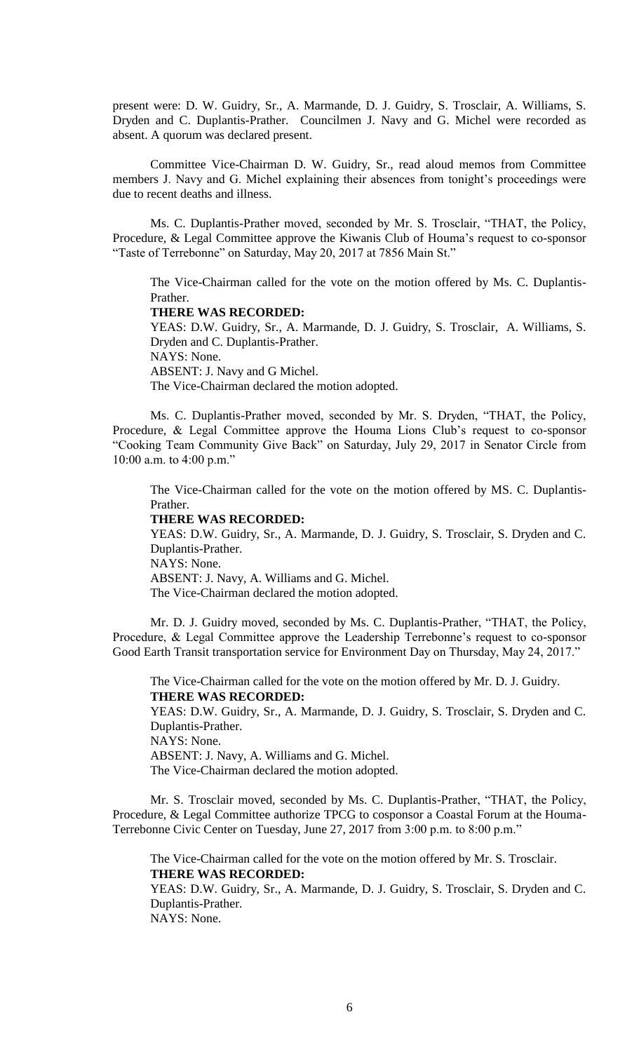present were: D. W. Guidry, Sr., A. Marmande, D. J. Guidry, S. Trosclair, A. Williams, S. Dryden and C. Duplantis-Prather. Councilmen J. Navy and G. Michel were recorded as absent. A quorum was declared present.

Committee Vice-Chairman D. W. Guidry, Sr., read aloud memos from Committee members J. Navy and G. Michel explaining their absences from tonight's proceedings were due to recent deaths and illness.

Ms. C. Duplantis-Prather moved, seconded by Mr. S. Trosclair, "THAT, the Policy, Procedure, & Legal Committee approve the Kiwanis Club of Houma's request to co-sponsor "Taste of Terrebonne" on Saturday, May 20, 2017 at 7856 Main St."

The Vice-Chairman called for the vote on the motion offered by Ms. C. Duplantis-Prather.

**THERE WAS RECORDED:**

YEAS: D.W. Guidry, Sr., A. Marmande, D. J. Guidry, S. Trosclair, A. Williams, S. Dryden and C. Duplantis-Prather.

NAYS: None.

ABSENT: J. Navy and G Michel.

The Vice-Chairman declared the motion adopted.

Ms. C. Duplantis-Prather moved, seconded by Mr. S. Dryden, "THAT, the Policy, Procedure, & Legal Committee approve the Houma Lions Club's request to co-sponsor "Cooking Team Community Give Back" on Saturday, July 29, 2017 in Senator Circle from 10:00 a.m. to 4:00 p.m."

The Vice-Chairman called for the vote on the motion offered by MS. C. Duplantis-Prather.

**THERE WAS RECORDED:**

YEAS: D.W. Guidry, Sr., A. Marmande, D. J. Guidry, S. Trosclair, S. Dryden and C. Duplantis-Prather.

NAYS: None.

ABSENT: J. Navy, A. Williams and G. Michel.

The Vice-Chairman declared the motion adopted.

Mr. D. J. Guidry moved, seconded by Ms. C. Duplantis-Prather, "THAT, the Policy, Procedure, & Legal Committee approve the Leadership Terrebonne's request to co-sponsor Good Earth Transit transportation service for Environment Day on Thursday, May 24, 2017."

The Vice-Chairman called for the vote on the motion offered by Mr. D. J. Guidry.

**THERE WAS RECORDED:**

YEAS: D.W. Guidry, Sr., A. Marmande, D. J. Guidry, S. Trosclair, S. Dryden and C. Duplantis-Prather.

NAYS: None.

ABSENT: J. Navy, A. Williams and G. Michel.

The Vice-Chairman declared the motion adopted.

Mr. S. Trosclair moved, seconded by Ms. C. Duplantis-Prather, "THAT, the Policy, Procedure, & Legal Committee authorize TPCG to cosponsor a Coastal Forum at the Houma-Terrebonne Civic Center on Tuesday, June 27, 2017 from 3:00 p.m. to 8:00 p.m."

The Vice-Chairman called for the vote on the motion offered by Mr. S. Trosclair.

**THERE WAS RECORDED:**

YEAS: D.W. Guidry, Sr., A. Marmande, D. J. Guidry, S. Trosclair, S. Dryden and C. Duplantis-Prather.

NAYS: None.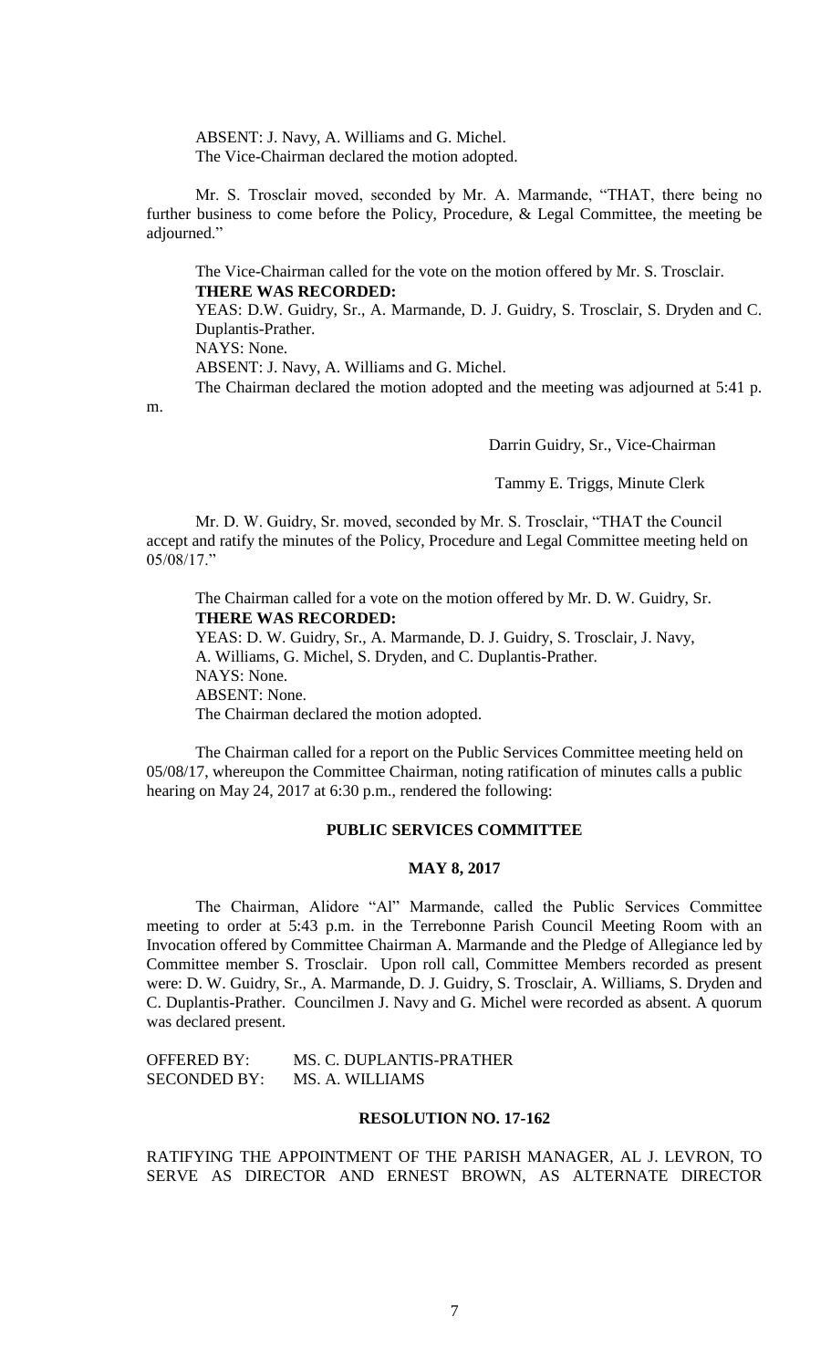ABSENT: J. Navy, A. Williams and G. Michel.
The Vice-Chairman declared the motion adopted.

Mr. S. Trosclair moved, seconded by Mr. A. Marmande, "THAT, there being no further business to come before the Policy, Procedure, & Legal Committee, the meeting be adjourned."

The Vice-Chairman called for the vote on the motion offered by Mr. S. Trosclair.
**THERE WAS RECORDED:**
YEAS: D.W. Guidry, Sr., A. Marmande, D. J. Guidry, S. Trosclair, S. Dryden and C. Duplantis-Prather.
NAYS: None.
ABSENT: J. Navy, A. Williams and G. Michel.
The Chairman declared the motion adopted and the meeting was adjourned at 5:41 p. m.

Darrin Guidry, Sr., Vice-Chairman

Tammy E. Triggs, Minute Clerk

Mr. D. W. Guidry, Sr. moved, seconded by Mr. S. Trosclair, "THAT the Council accept and ratify the minutes of the Policy, Procedure and Legal Committee meeting held on 05/08/17."

The Chairman called for a vote on the motion offered by Mr. D. W. Guidry, Sr.
**THERE WAS RECORDED:**
YEAS: D. W. Guidry, Sr., A. Marmande, D. J. Guidry, S. Trosclair, J. Navy, A. Williams, G. Michel, S. Dryden, and C. Duplantis-Prather.
NAYS: None.
ABSENT: None.
The Chairman declared the motion adopted.

The Chairman called for a report on the Public Services Committee meeting held on 05/08/17, whereupon the Committee Chairman, noting ratification of minutes calls a public hearing on May 24, 2017 at 6:30 p.m., rendered the following:

**PUBLIC SERVICES COMMITTEE**

**MAY 8, 2017**

The Chairman, Alidore "Al" Marmande, called the Public Services Committee meeting to order at 5:43 p.m. in the Terrebonne Parish Council Meeting Room with an Invocation offered by Committee Chairman A. Marmande and the Pledge of Allegiance led by Committee member S. Trosclair. Upon roll call, Committee Members recorded as present were: D. W. Guidry, Sr., A. Marmande, D. J. Guidry, S. Trosclair, A. Williams, S. Dryden and C. Duplantis-Prather. Councilmen J. Navy and G. Michel were recorded as absent. A quorum was declared present.

OFFERED BY: MS. C. DUPLANTIS-PRATHER
SECONDED BY: MS. A. WILLIAMS

**RESOLUTION NO. 17-162**

RATIFYING THE APPOINTMENT OF THE PARISH MANAGER, AL J. LEVRON, TO SERVE AS DIRECTOR AND ERNEST BROWN, AS ALTERNATE DIRECTOR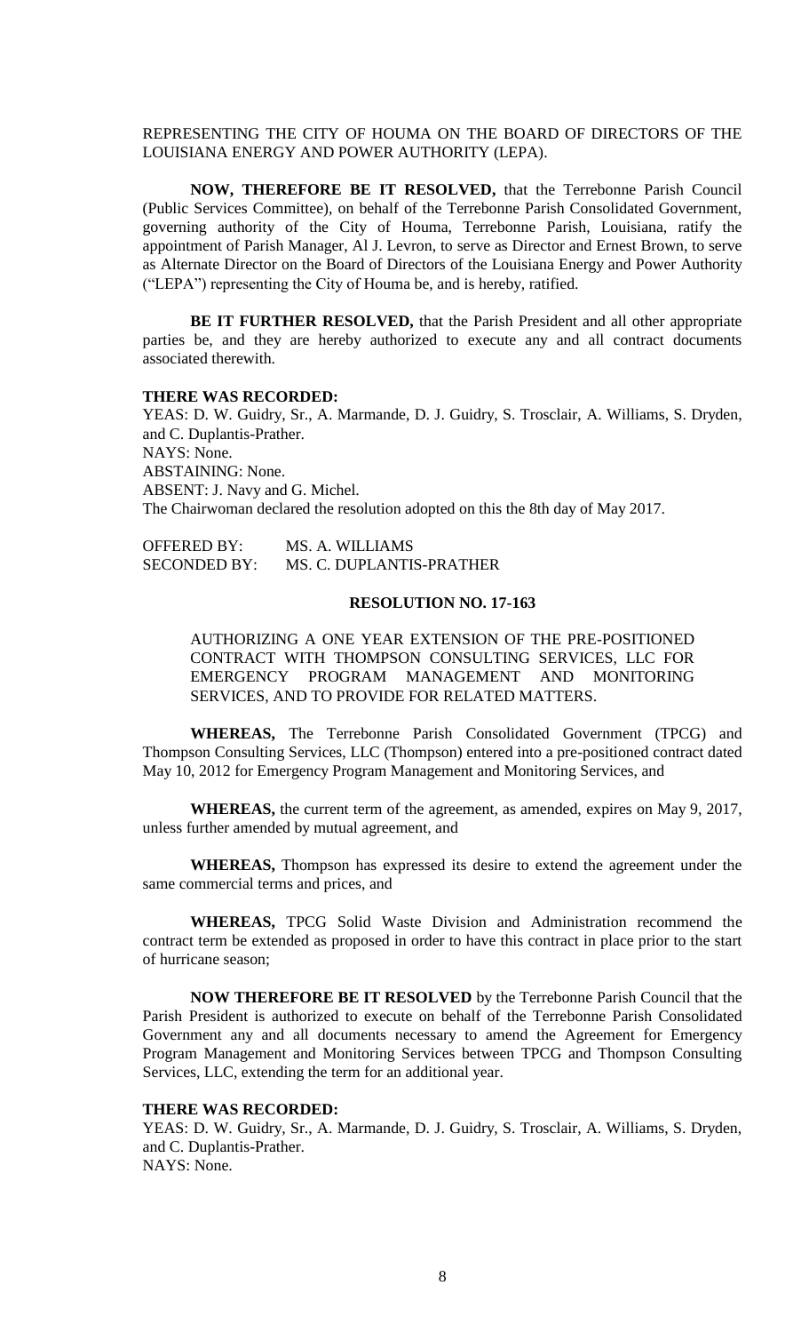REPRESENTING THE CITY OF HOUMA ON THE BOARD OF DIRECTORS OF THE LOUISIANA ENERGY AND POWER AUTHORITY (LEPA).

**NOW, THEREFORE BE IT RESOLVED,** that the Terrebonne Parish Council (Public Services Committee), on behalf of the Terrebonne Parish Consolidated Government, governing authority of the City of Houma, Terrebonne Parish, Louisiana, ratify the appointment of Parish Manager, Al J. Levron, to serve as Director and Ernest Brown, to serve as Alternate Director on the Board of Directors of the Louisiana Energy and Power Authority ("LEPA") representing the City of Houma be, and is hereby, ratified.

**BE IT FURTHER RESOLVED,** that the Parish President and all other appropriate parties be, and they are hereby authorized to execute any and all contract documents associated therewith.

**THERE WAS RECORDED:**

YEAS: D. W. Guidry, Sr., A. Marmande, D. J. Guidry, S. Trosclair, A. Williams, S. Dryden, and C. Duplantis-Prather.

NAYS: None.

ABSTAINING: None.

ABSENT: J. Navy and G. Michel.

The Chairwoman declared the resolution adopted on this the 8th day of May 2017.

OFFERED BY: MS. A. WILLIAMS

SECONDED BY: MS. C. DUPLANTIS-PRATHER

**RESOLUTION NO. 17-163**

AUTHORIZING A ONE YEAR EXTENSION OF THE PRE-POSITIONED CONTRACT WITH THOMPSON CONSULTING SERVICES, LLC FOR EMERGENCY PROGRAM MANAGEMENT AND MONITORING SERVICES, AND TO PROVIDE FOR RELATED MATTERS.

**WHEREAS,** The Terrebonne Parish Consolidated Government (TPCG) and Thompson Consulting Services, LLC (Thompson) entered into a pre-positioned contract dated May 10, 2012 for Emergency Program Management and Monitoring Services, and

**WHEREAS,** the current term of the agreement, as amended, expires on May 9, 2017, unless further amended by mutual agreement, and

**WHEREAS,** Thompson has expressed its desire to extend the agreement under the same commercial terms and prices, and

**WHEREAS,** TPCG Solid Waste Division and Administration recommend the contract term be extended as proposed in order to have this contract in place prior to the start of hurricane season;

**NOW THEREFORE BE IT RESOLVED** by the Terrebonne Parish Council that the Parish President is authorized to execute on behalf of the Terrebonne Parish Consolidated Government any and all documents necessary to amend the Agreement for Emergency Program Management and Monitoring Services between TPCG and Thompson Consulting Services, LLC, extending the term for an additional year.

**THERE WAS RECORDED:**

YEAS: D. W. Guidry, Sr., A. Marmande, D. J. Guidry, S. Trosclair, A. Williams, S. Dryden, and C. Duplantis-Prather.

NAYS: None.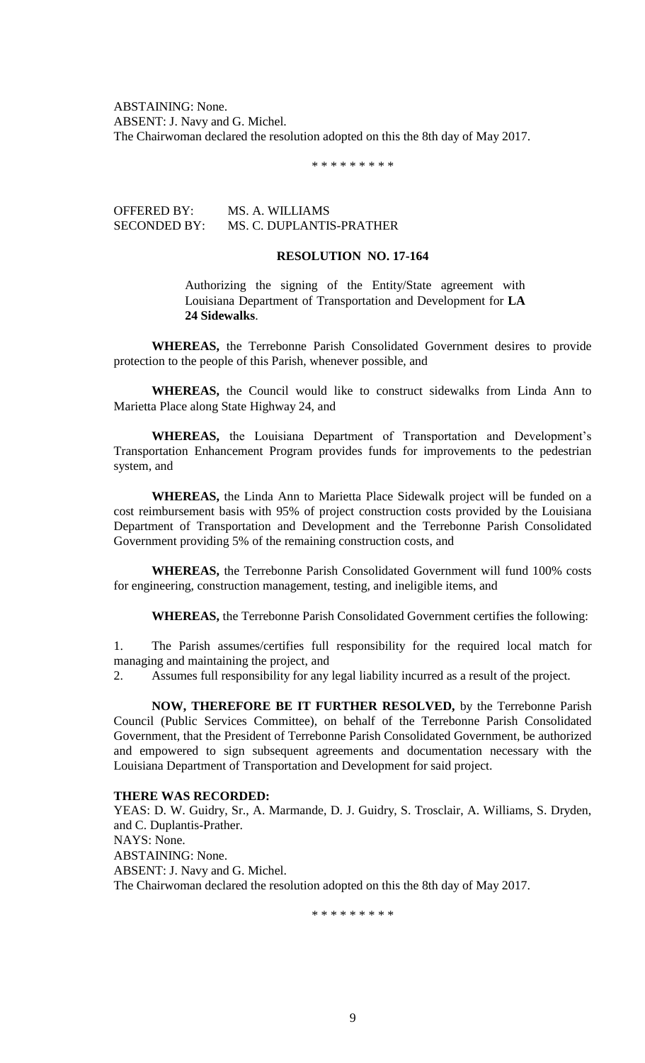ABSTAINING: None.
ABSENT: J. Navy and G. Michel.
The Chairwoman declared the resolution adopted on this the 8th day of May 2017.

\* \* \* \* \* \* \* \* \*

OFFERED BY: MS. A. WILLIAMS
SECONDED BY: MS. C. DUPLANTIS-PRATHER

**RESOLUTION NO. 17-164**

Authorizing the signing of the Entity/State agreement with Louisiana Department of Transportation and Development for **LA 24 Sidewalks**.

**WHEREAS,** the Terrebonne Parish Consolidated Government desires to provide protection to the people of this Parish, whenever possible, and

**WHEREAS,** the Council would like to construct sidewalks from Linda Ann to Marietta Place along State Highway 24, and

**WHEREAS,** the Louisiana Department of Transportation and Development's Transportation Enhancement Program provides funds for improvements to the pedestrian system, and

**WHEREAS,** the Linda Ann to Marietta Place Sidewalk project will be funded on a cost reimbursement basis with 95% of project construction costs provided by the Louisiana Department of Transportation and Development and the Terrebonne Parish Consolidated Government providing 5% of the remaining construction costs, and

**WHEREAS,** the Terrebonne Parish Consolidated Government will fund 100% costs for engineering, construction management, testing, and ineligible items, and

**WHEREAS,** the Terrebonne Parish Consolidated Government certifies the following:

1. The Parish assumes/certifies full responsibility for the required local match for managing and maintaining the project, and
2. Assumes full responsibility for any legal liability incurred as a result of the project.

**NOW, THEREFORE BE IT FURTHER RESOLVED,** by the Terrebonne Parish Council (Public Services Committee), on behalf of the Terrebonne Parish Consolidated Government, that the President of Terrebonne Parish Consolidated Government, be authorized and empowered to sign subsequent agreements and documentation necessary with the Louisiana Department of Transportation and Development for said project.

**THERE WAS RECORDED:**
YEAS: D. W. Guidry, Sr., A. Marmande, D. J. Guidry, S. Trosclair, A. Williams, S. Dryden, and C. Duplantis-Prather.
NAYS: None.
ABSTAINING: None.
ABSENT: J. Navy and G. Michel.
The Chairwoman declared the resolution adopted on this the 8th day of May 2017.

\* \* \* \* \* \* \* \* \*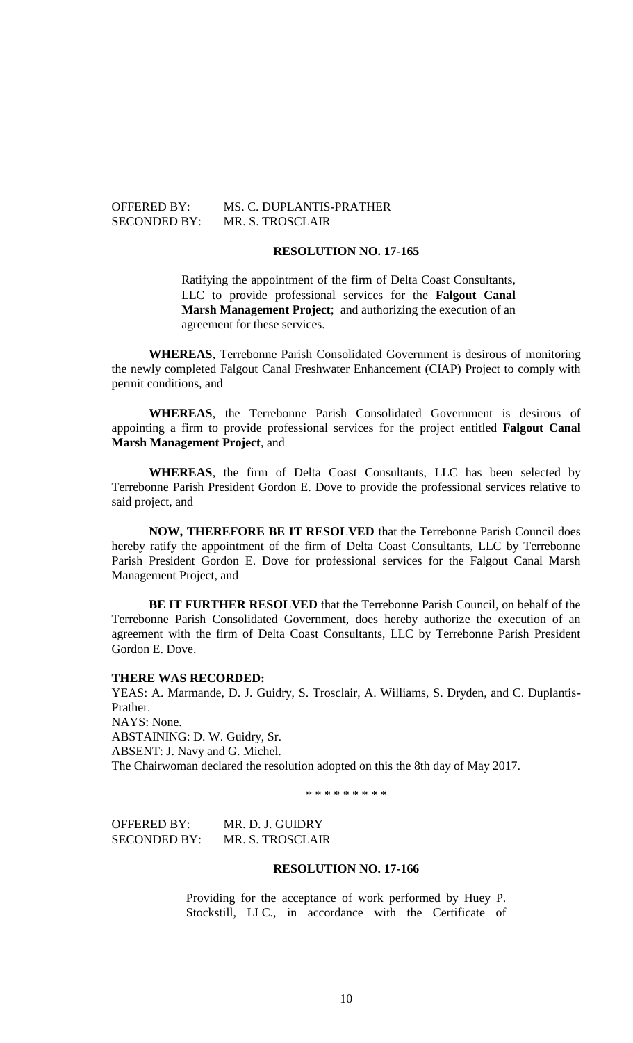OFFERED BY: MS. C. DUPLANTIS-PRATHER
SECONDED BY: MR. S. TROSCLAIR

**RESOLUTION NO. 17-165**

Ratifying the appointment of the firm of Delta Coast Consultants, LLC to provide professional services for the **Falgout Canal Marsh Management Project**; and authorizing the execution of an agreement for these services.

**WHEREAS**, Terrebonne Parish Consolidated Government is desirous of monitoring the newly completed Falgout Canal Freshwater Enhancement (CIAP) Project to comply with permit conditions, and

**WHEREAS**, the Terrebonne Parish Consolidated Government is desirous of appointing a firm to provide professional services for the project entitled **Falgout Canal Marsh Management Project**, and

**WHEREAS**, the firm of Delta Coast Consultants, LLC has been selected by Terrebonne Parish President Gordon E. Dove to provide the professional services relative to said project, and

**NOW, THEREFORE BE IT RESOLVED** that the Terrebonne Parish Council does hereby ratify the appointment of the firm of Delta Coast Consultants, LLC by Terrebonne Parish President Gordon E. Dove for professional services for the Falgout Canal Marsh Management Project, and

**BE IT FURTHER RESOLVED** that the Terrebonne Parish Council, on behalf of the Terrebonne Parish Consolidated Government, does hereby authorize the execution of an agreement with the firm of Delta Coast Consultants, LLC by Terrebonne Parish President Gordon E. Dove.

**THERE WAS RECORDED:**
YEAS: A. Marmande, D. J. Guidry, S. Trosclair, A. Williams, S. Dryden, and C. Duplantis-Prather.
NAYS: None.
ABSTAINING: D. W. Guidry, Sr.
ABSENT: J. Navy and G. Michel.
The Chairwoman declared the resolution adopted on this the 8th day of May 2017.

* * * * * * * * *

OFFERED BY: MR. D. J. GUIDRY
SECONDED BY: MR. S. TROSCLAIR

**RESOLUTION NO. 17-166**

Providing for the acceptance of work performed by Huey P. Stockstill, LLC., in accordance with the Certificate of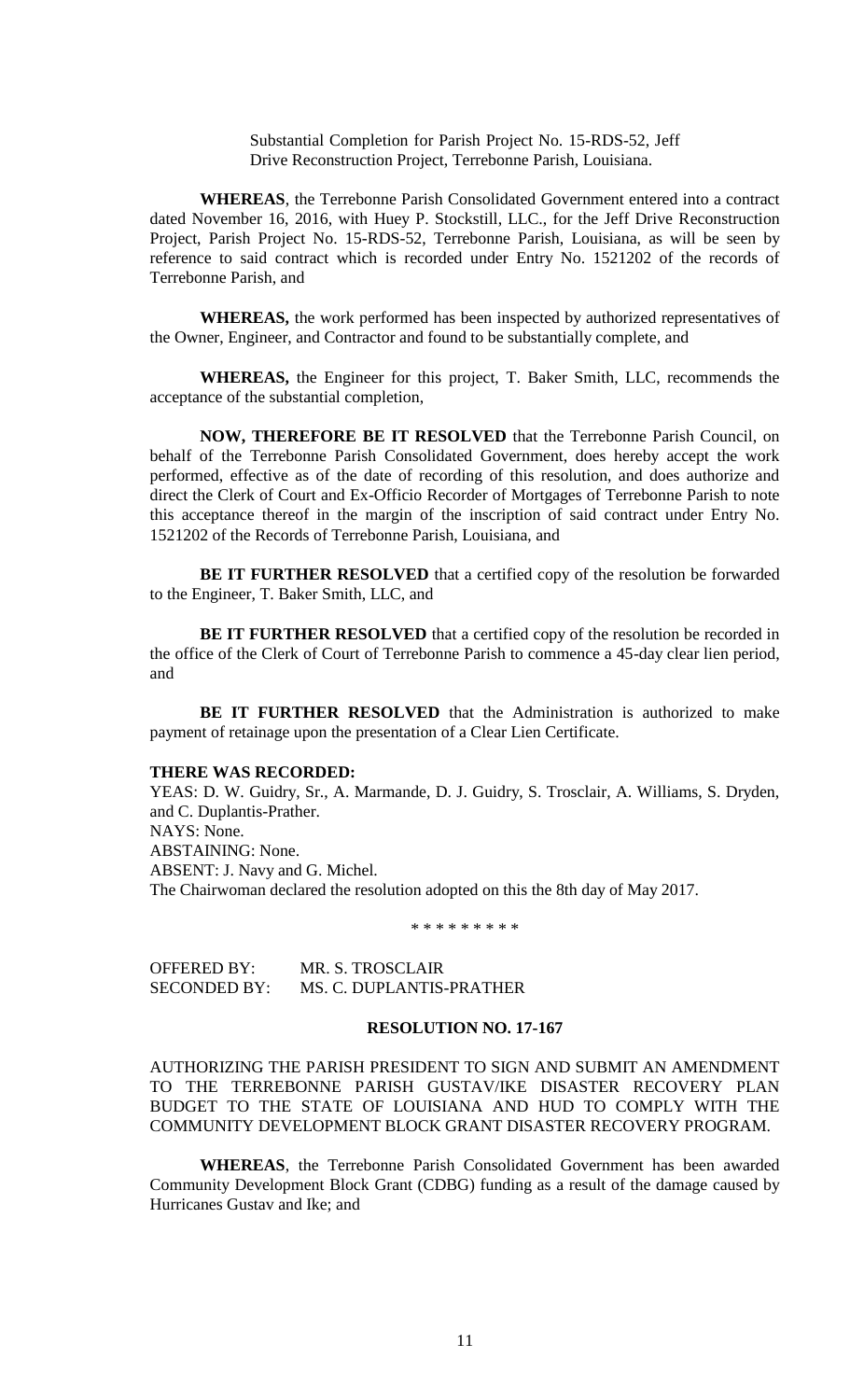Substantial Completion for Parish Project No. 15-RDS-52, Jeff Drive Reconstruction Project, Terrebonne Parish, Louisiana.

**WHEREAS**, the Terrebonne Parish Consolidated Government entered into a contract dated November 16, 2016, with Huey P. Stockstill, LLC., for the Jeff Drive Reconstruction Project, Parish Project No. 15-RDS-52, Terrebonne Parish, Louisiana, as will be seen by reference to said contract which is recorded under Entry No. 1521202 of the records of Terrebonne Parish, and

**WHEREAS,** the work performed has been inspected by authorized representatives of the Owner, Engineer, and Contractor and found to be substantially complete, and

**WHEREAS,** the Engineer for this project, T. Baker Smith, LLC, recommends the acceptance of the substantial completion,

**NOW, THEREFORE BE IT RESOLVED** that the Terrebonne Parish Council, on behalf of the Terrebonne Parish Consolidated Government, does hereby accept the work performed, effective as of the date of recording of this resolution, and does authorize and direct the Clerk of Court and Ex-Officio Recorder of Mortgages of Terrebonne Parish to note this acceptance thereof in the margin of the inscription of said contract under Entry No. 1521202 of the Records of Terrebonne Parish, Louisiana, and

**BE IT FURTHER RESOLVED** that a certified copy of the resolution be forwarded to the Engineer, T. Baker Smith, LLC, and

**BE IT FURTHER RESOLVED** that a certified copy of the resolution be recorded in the office of the Clerk of Court of Terrebonne Parish to commence a 45-day clear lien period, and

**BE IT FURTHER RESOLVED** that the Administration is authorized to make payment of retainage upon the presentation of a Clear Lien Certificate.

**THERE WAS RECORDED:**

YEAS: D. W. Guidry, Sr., A. Marmande, D. J. Guidry, S. Trosclair, A. Williams, S. Dryden, and C. Duplantis-Prather.
NAYS: None.
ABSTAINING: None.
ABSENT: J. Navy and G. Michel.
The Chairwoman declared the resolution adopted on this the 8th day of May 2017.

\* \* \* \* \* \* \* \* \*

OFFERED BY: MR. S. TROSCLAIR
SECONDED BY: MS. C. DUPLANTIS-PRATHER

**RESOLUTION NO. 17-167**

AUTHORIZING THE PARISH PRESIDENT TO SIGN AND SUBMIT AN AMENDMENT TO THE TERREBONNE PARISH GUSTAV/IKE DISASTER RECOVERY PLAN BUDGET TO THE STATE OF LOUISIANA AND HUD TO COMPLY WITH THE COMMUNITY DEVELOPMENT BLOCK GRANT DISASTER RECOVERY PROGRAM.

**WHEREAS**, the Terrebonne Parish Consolidated Government has been awarded Community Development Block Grant (CDBG) funding as a result of the damage caused by Hurricanes Gustav and Ike; and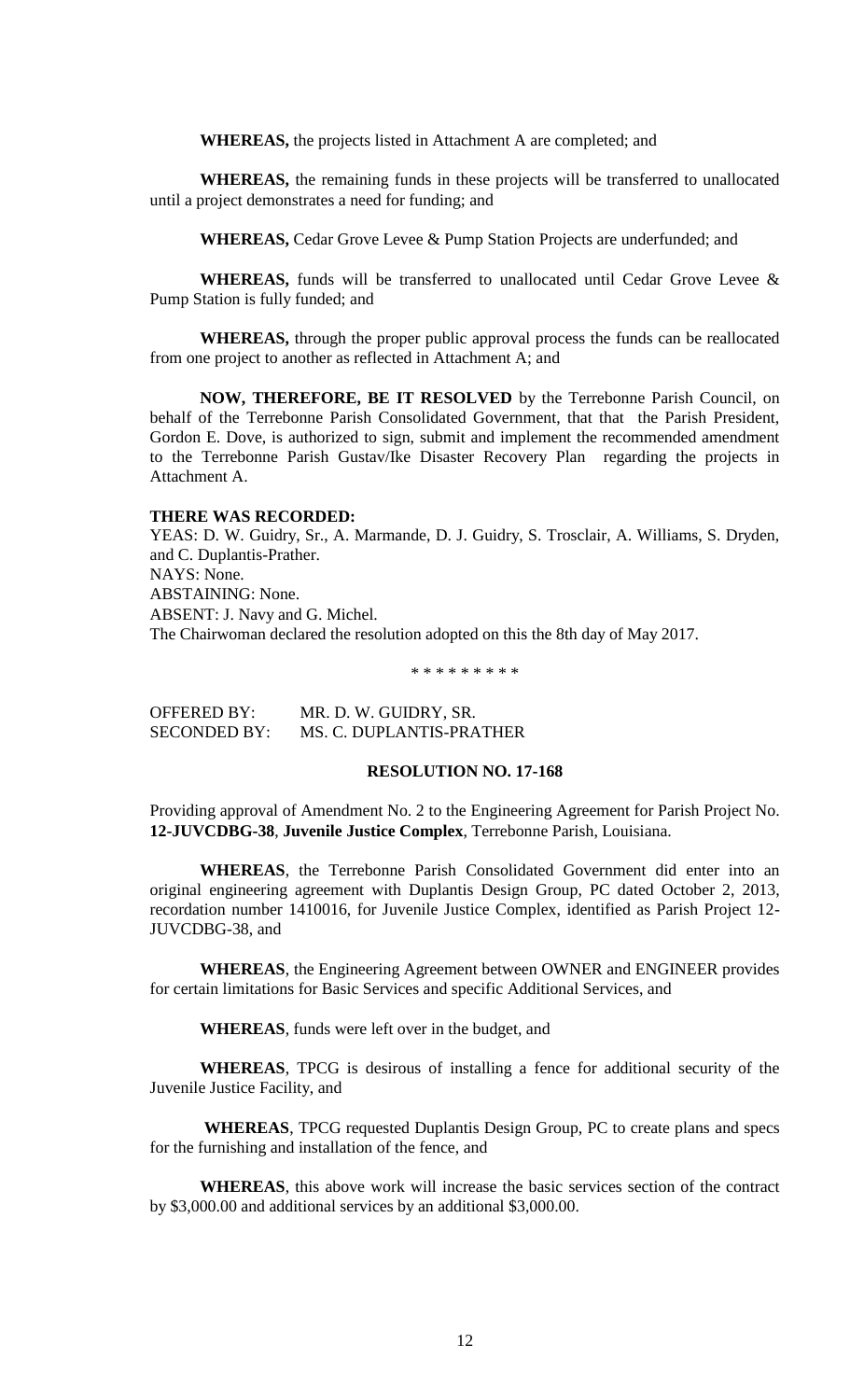**WHEREAS,** the projects listed in Attachment A are completed; and

**WHEREAS,** the remaining funds in these projects will be transferred to unallocated until a project demonstrates a need for funding; and

**WHEREAS,** Cedar Grove Levee & Pump Station Projects are underfunded; and

**WHEREAS,** funds will be transferred to unallocated until Cedar Grove Levee & Pump Station is fully funded; and

**WHEREAS,** through the proper public approval process the funds can be reallocated from one project to another as reflected in Attachment A; and

**NOW, THEREFORE, BE IT RESOLVED** by the Terrebonne Parish Council, on behalf of the Terrebonne Parish Consolidated Government, that that the Parish President, Gordon E. Dove, is authorized to sign, submit and implement the recommended amendment to the Terrebonne Parish Gustav/Ike Disaster Recovery Plan regarding the projects in Attachment A.

**THERE WAS RECORDED:**

YEAS: D. W. Guidry, Sr., A. Marmande, D. J. Guidry, S. Trosclair, A. Williams, S. Dryden, and C. Duplantis-Prather.

NAYS: None.

ABSTAINING: None.

ABSENT: J. Navy and G. Michel.

The Chairwoman declared the resolution adopted on this the 8th day of May 2017.

* * * * * * * * *

OFFERED BY: MR. D. W. GUIDRY, SR.

SECONDED BY: MS. C. DUPLANTIS-PRATHER

**RESOLUTION NO. 17-168**

Providing approval of Amendment No. 2 to the Engineering Agreement for Parish Project No. **12-JUVCDBG-38**, **Juvenile Justice Complex**, Terrebonne Parish, Louisiana.

**WHEREAS**, the Terrebonne Parish Consolidated Government did enter into an original engineering agreement with Duplantis Design Group, PC dated October 2, 2013, recordation number 1410016, for Juvenile Justice Complex, identified as Parish Project 12-JUVCDBG-38, and

**WHEREAS**, the Engineering Agreement between OWNER and ENGINEER provides for certain limitations for Basic Services and specific Additional Services, and

**WHEREAS**, funds were left over in the budget, and

**WHEREAS**, TPCG is desirous of installing a fence for additional security of the Juvenile Justice Facility, and

**WHEREAS**, TPCG requested Duplantis Design Group, PC to create plans and specs for the furnishing and installation of the fence, and

**WHEREAS**, this above work will increase the basic services section of the contract by $3,000.00 and additional services by an additional $3,000.00.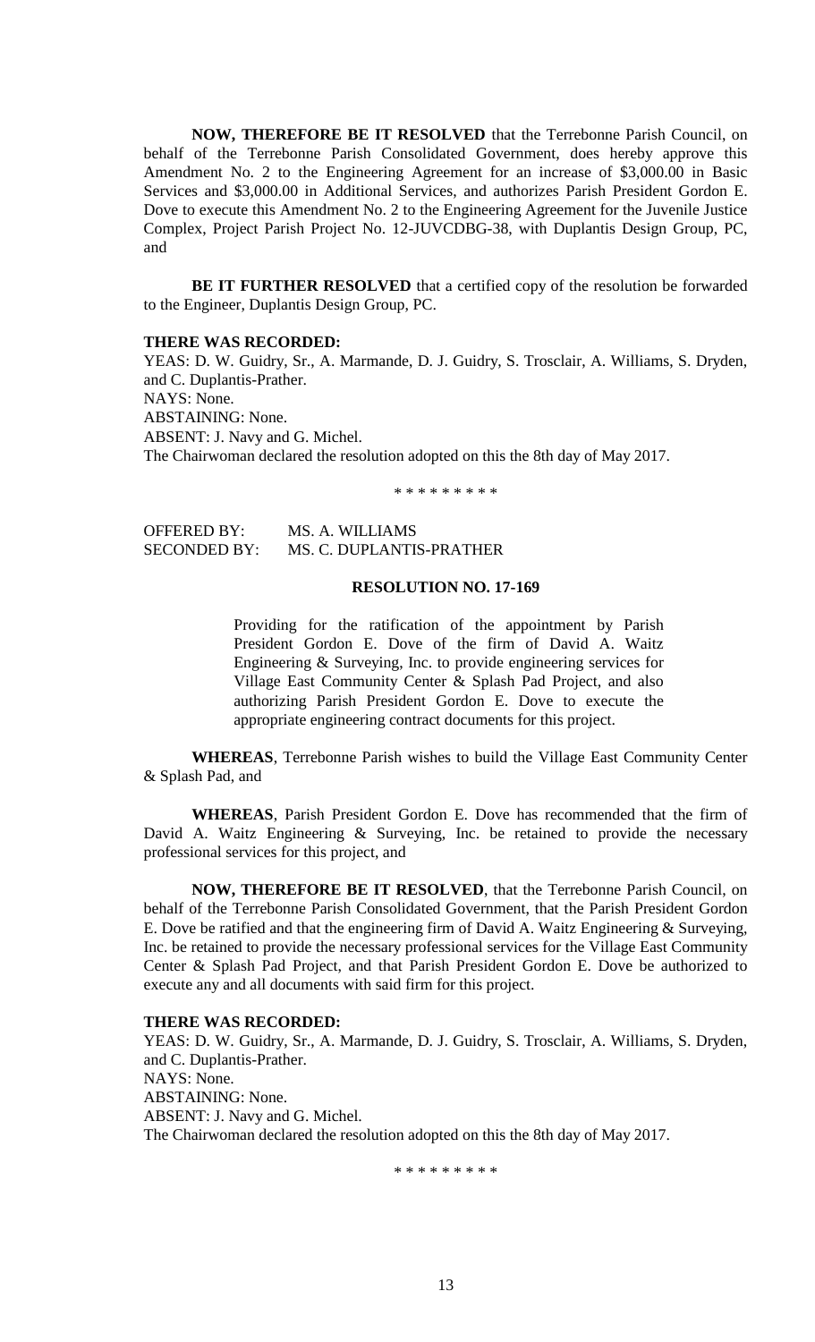**NOW, THEREFORE BE IT RESOLVED** that the Terrebonne Parish Council, on behalf of the Terrebonne Parish Consolidated Government, does hereby approve this Amendment No. 2 to the Engineering Agreement for an increase of $3,000.00 in Basic Services and $3,000.00 in Additional Services, and authorizes Parish President Gordon E. Dove to execute this Amendment No. 2 to the Engineering Agreement for the Juvenile Justice Complex, Project Parish Project No. 12-JUVCDBG-38, with Duplantis Design Group, PC, and

**BE IT FURTHER RESOLVED** that a certified copy of the resolution be forwarded to the Engineer, Duplantis Design Group, PC.

**THERE WAS RECORDED:**
YEAS: D. W. Guidry, Sr., A. Marmande, D. J. Guidry, S. Trosclair, A. Williams, S. Dryden, and C. Duplantis-Prather.
NAYS: None.
ABSTAINING: None.
ABSENT: J. Navy and G. Michel.
The Chairwoman declared the resolution adopted on this the 8th day of May 2017.

\* \* \* \* \* \* \* \* \*

OFFERED BY: MS. A. WILLIAMS
SECONDED BY: MS. C. DUPLANTIS-PRATHER

**RESOLUTION NO. 17-169**

Providing for the ratification of the appointment by Parish President Gordon E. Dove of the firm of David A. Waitz Engineering & Surveying, Inc. to provide engineering services for Village East Community Center & Splash Pad Project, and also authorizing Parish President Gordon E. Dove to execute the appropriate engineering contract documents for this project.

**WHEREAS**, Terrebonne Parish wishes to build the Village East Community Center & Splash Pad, and

**WHEREAS**, Parish President Gordon E. Dove has recommended that the firm of David A. Waitz Engineering & Surveying, Inc. be retained to provide the necessary professional services for this project, and

**NOW, THEREFORE BE IT RESOLVED**, that the Terrebonne Parish Council, on behalf of the Terrebonne Parish Consolidated Government, that the Parish President Gordon E. Dove be ratified and that the engineering firm of David A. Waitz Engineering & Surveying, Inc. be retained to provide the necessary professional services for the Village East Community Center & Splash Pad Project, and that Parish President Gordon E. Dove be authorized to execute any and all documents with said firm for this project.

**THERE WAS RECORDED:**
YEAS: D. W. Guidry, Sr., A. Marmande, D. J. Guidry, S. Trosclair, A. Williams, S. Dryden, and C. Duplantis-Prather.
NAYS: None.
ABSTAINING: None.
ABSENT: J. Navy and G. Michel.
The Chairwoman declared the resolution adopted on this the 8th day of May 2017.

\* \* \* \* \* \* \* \* \*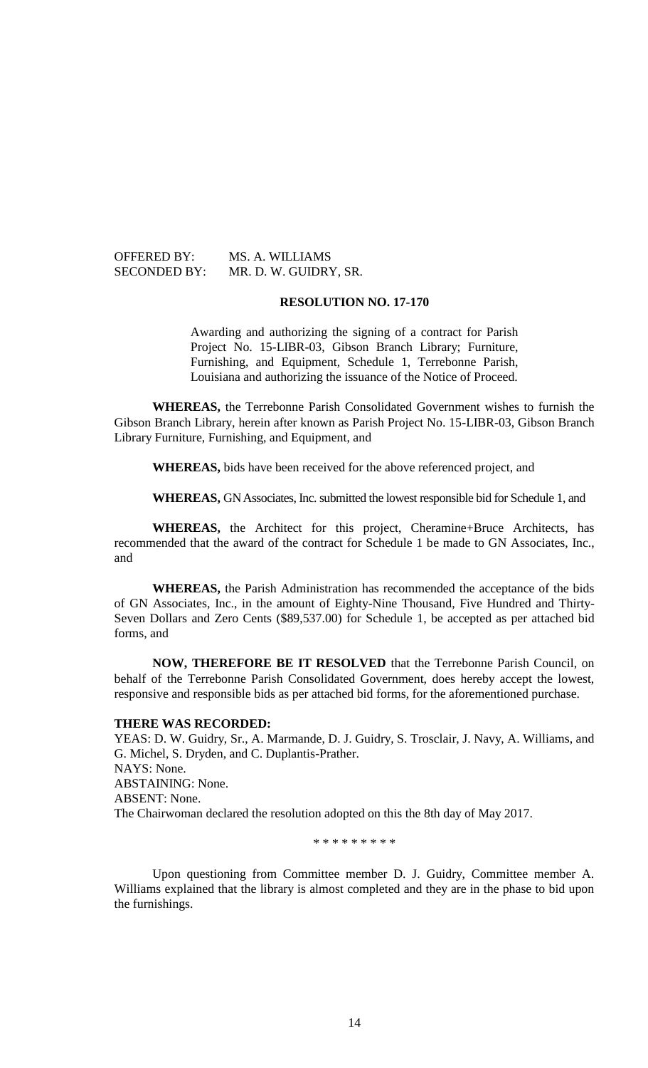OFFERED BY: MS. A. WILLIAMS
SECONDED BY: MR. D. W. GUIDRY, SR.

**RESOLUTION NO. 17-170**

Awarding and authorizing the signing of a contract for Parish Project No. 15-LIBR-03, Gibson Branch Library; Furniture, Furnishing, and Equipment, Schedule 1, Terrebonne Parish, Louisiana and authorizing the issuance of the Notice of Proceed.

**WHEREAS,** the Terrebonne Parish Consolidated Government wishes to furnish the Gibson Branch Library, herein after known as Parish Project No. 15-LIBR-03, Gibson Branch Library Furniture, Furnishing, and Equipment, and

**WHEREAS,** bids have been received for the above referenced project, and

**WHEREAS,** GN Associates, Inc. submitted the lowest responsible bid for Schedule 1, and

**WHEREAS,** the Architect for this project, Cheramine+Bruce Architects, has recommended that the award of the contract for Schedule 1 be made to GN Associates, Inc., and

**WHEREAS,** the Parish Administration has recommended the acceptance of the bids of GN Associates, Inc., in the amount of Eighty-Nine Thousand, Five Hundred and Thirty-Seven Dollars and Zero Cents ($89,537.00) for Schedule 1, be accepted as per attached bid forms, and

**NOW, THEREFORE BE IT RESOLVED** that the Terrebonne Parish Council, on behalf of the Terrebonne Parish Consolidated Government, does hereby accept the lowest, responsive and responsible bids as per attached bid forms, for the aforementioned purchase.

**THERE WAS RECORDED:**

YEAS: D. W. Guidry, Sr., A. Marmande, D. J. Guidry, S. Trosclair, J. Navy, A. Williams, and G. Michel, S. Dryden, and C. Duplantis-Prather.
NAYS: None.
ABSTAINING: None.
ABSENT: None.
The Chairwoman declared the resolution adopted on this the 8th day of May 2017.

\* \* \* \* \* \* \* \* \*

Upon questioning from Committee member D. J. Guidry, Committee member A. Williams explained that the library is almost completed and they are in the phase to bid upon the furnishings.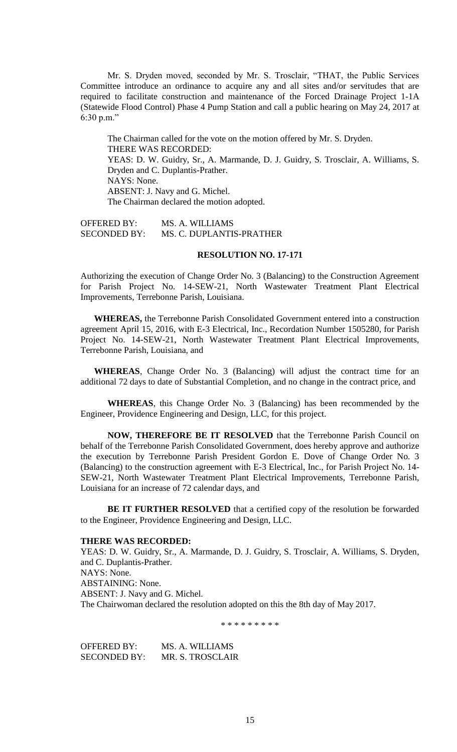Mr. S. Dryden moved, seconded by Mr. S. Trosclair, "THAT, the Public Services Committee introduce an ordinance to acquire any and all sites and/or servitudes that are required to facilitate construction and maintenance of the Forced Drainage Project 1-1A (Statewide Flood Control) Phase 4 Pump Station and call a public hearing on May 24, 2017 at 6:30 p.m."

The Chairman called for the vote on the motion offered by Mr. S. Dryden.
THERE WAS RECORDED:
YEAS: D. W. Guidry, Sr., A. Marmande, D. J. Guidry, S. Trosclair, A. Williams, S. Dryden and C. Duplantis-Prather.
NAYS: None.
ABSENT: J. Navy and G. Michel.
The Chairman declared the motion adopted.

OFFERED BY: MS. A. WILLIAMS
SECONDED BY: MS. C. DUPLANTIS-PRATHER

**RESOLUTION NO. 17-171**

Authorizing the execution of Change Order No. 3 (Balancing) to the Construction Agreement for Parish Project No. 14-SEW-21, North Wastewater Treatment Plant Electrical Improvements, Terrebonne Parish, Louisiana.

**WHEREAS,** the Terrebonne Parish Consolidated Government entered into a construction agreement April 15, 2016, with E-3 Electrical, Inc., Recordation Number 1505280, for Parish Project No. 14-SEW-21, North Wastewater Treatment Plant Electrical Improvements, Terrebonne Parish, Louisiana, and

**WHEREAS**, Change Order No. 3 (Balancing) will adjust the contract time for an additional 72 days to date of Substantial Completion, and no change in the contract price, and

**WHEREAS**, this Change Order No. 3 (Balancing) has been recommended by the Engineer, Providence Engineering and Design, LLC, for this project.

**NOW, THEREFORE BE IT RESOLVED** that the Terrebonne Parish Council on behalf of the Terrebonne Parish Consolidated Government, does hereby approve and authorize the execution by Terrebonne Parish President Gordon E. Dove of Change Order No. 3 (Balancing) to the construction agreement with E-3 Electrical, Inc., for Parish Project No. 14-SEW-21, North Wastewater Treatment Plant Electrical Improvements, Terrebonne Parish, Louisiana for an increase of 72 calendar days, and

**BE IT FURTHER RESOLVED** that a certified copy of the resolution be forwarded to the Engineer, Providence Engineering and Design, LLC.

**THERE WAS RECORDED:**
YEAS: D. W. Guidry, Sr., A. Marmande, D. J. Guidry, S. Trosclair, A. Williams, S. Dryden, and C. Duplantis-Prather.
NAYS: None.
ABSTAINING: None.
ABSENT: J. Navy and G. Michel.
The Chairwoman declared the resolution adopted on this the 8th day of May 2017.

\* \* \* \* \* \* \* \* \*

OFFERED BY: MS. A. WILLIAMS
SECONDED BY: MR. S. TROSCLAIR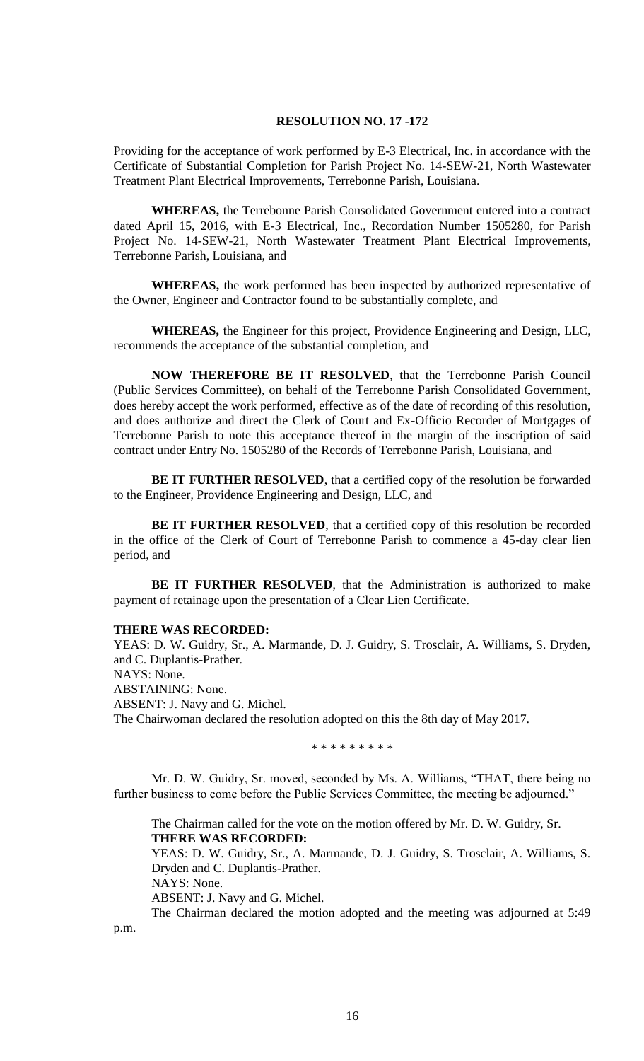**RESOLUTION NO. 17 -172**

Providing for the acceptance of work performed by E-3 Electrical, Inc. in accordance with the Certificate of Substantial Completion for Parish Project No. 14-SEW-21, North Wastewater Treatment Plant Electrical Improvements, Terrebonne Parish, Louisiana.

**WHEREAS,** the Terrebonne Parish Consolidated Government entered into a contract dated April 15, 2016, with E-3 Electrical, Inc., Recordation Number 1505280, for Parish Project No. 14-SEW-21, North Wastewater Treatment Plant Electrical Improvements, Terrebonne Parish, Louisiana, and

**WHEREAS,** the work performed has been inspected by authorized representative of the Owner, Engineer and Contractor found to be substantially complete, and

**WHEREAS,** the Engineer for this project, Providence Engineering and Design, LLC, recommends the acceptance of the substantial completion, and

**NOW THEREFORE BE IT RESOLVED**, that the Terrebonne Parish Council (Public Services Committee), on behalf of the Terrebonne Parish Consolidated Government, does hereby accept the work performed, effective as of the date of recording of this resolution, and does authorize and direct the Clerk of Court and Ex-Officio Recorder of Mortgages of Terrebonne Parish to note this acceptance thereof in the margin of the inscription of said contract under Entry No. 1505280 of the Records of Terrebonne Parish, Louisiana, and

**BE IT FURTHER RESOLVED**, that a certified copy of the resolution be forwarded to the Engineer, Providence Engineering and Design, LLC, and

**BE IT FURTHER RESOLVED**, that a certified copy of this resolution be recorded in the office of the Clerk of Court of Terrebonne Parish to commence a 45-day clear lien period, and

**BE IT FURTHER RESOLVED**, that the Administration is authorized to make payment of retainage upon the presentation of a Clear Lien Certificate.

**THERE WAS RECORDED:**
YEAS: D. W. Guidry, Sr., A. Marmande, D. J. Guidry, S. Trosclair, A. Williams, S. Dryden, and C. Duplantis-Prather.
NAYS: None.
ABSTAINING: None.
ABSENT: J. Navy and G. Michel.
The Chairwoman declared the resolution adopted on this the 8th day of May 2017.

\* \* \* \* \* \* \* \* \*

Mr. D. W. Guidry, Sr. moved, seconded by Ms. A. Williams, "THAT, there being no further business to come before the Public Services Committee, the meeting be adjourned."

The Chairman called for the vote on the motion offered by Mr. D. W. Guidry, Sr.
**THERE WAS RECORDED:**
YEAS: D. W. Guidry, Sr., A. Marmande, D. J. Guidry, S. Trosclair, A. Williams, S. Dryden and C. Duplantis-Prather.
NAYS: None.
ABSENT: J. Navy and G. Michel.
The Chairman declared the motion adopted and the meeting was adjourned at 5:49 p.m.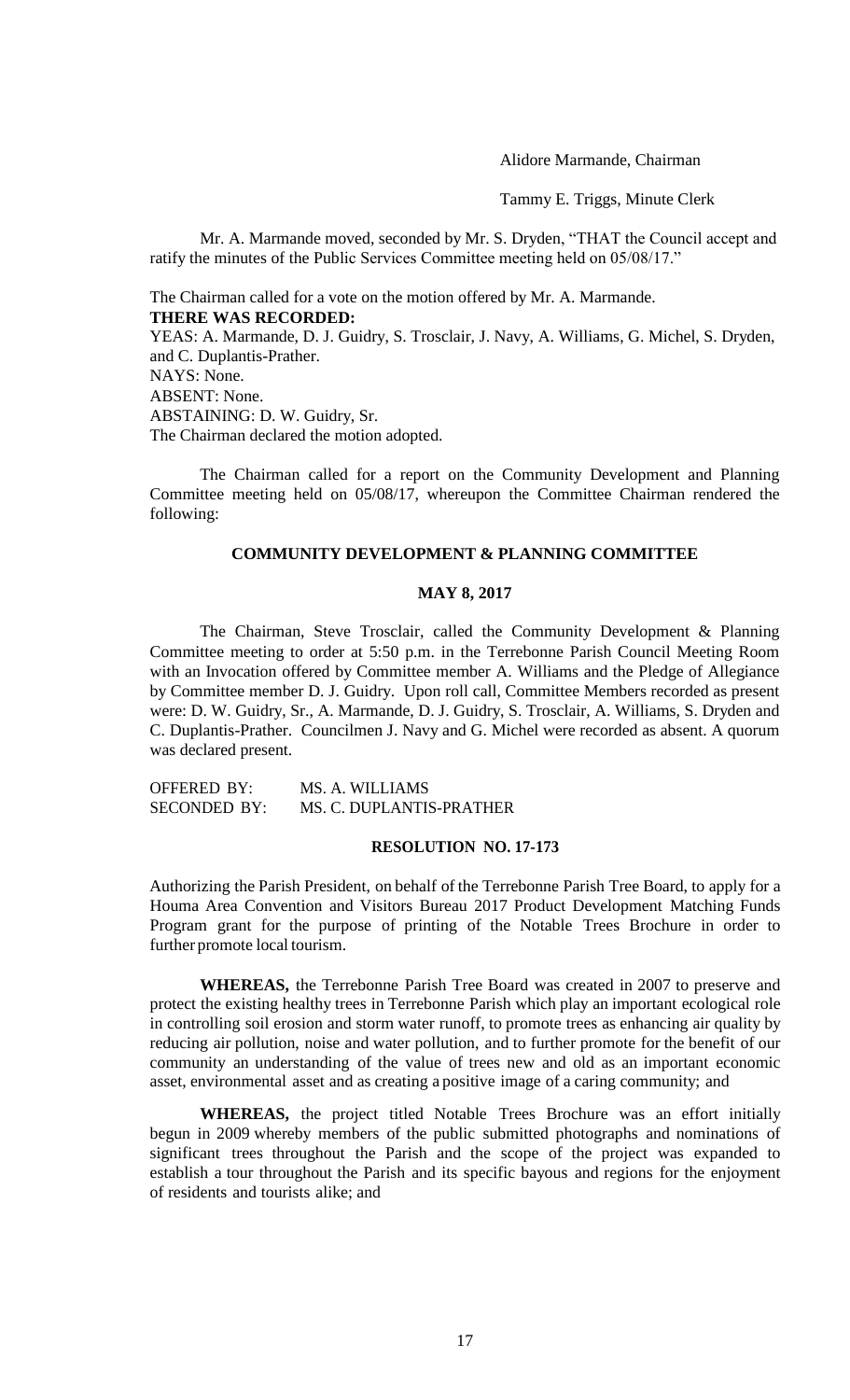Alidore Marmande, Chairman

Tammy E. Triggs, Minute Clerk

Mr. A. Marmande moved, seconded by Mr. S. Dryden, "THAT the Council accept and ratify the minutes of the Public Services Committee meeting held on 05/08/17."

The Chairman called for a vote on the motion offered by Mr. A. Marmande.
**THERE WAS RECORDED:**
YEAS: A. Marmande, D. J. Guidry, S. Trosclair, J. Navy, A. Williams, G. Michel, S. Dryden, and C. Duplantis-Prather.
NAYS: None.
ABSENT: None.
ABSTAINING: D. W. Guidry, Sr.
The Chairman declared the motion adopted.

The Chairman called for a report on the Community Development and Planning Committee meeting held on 05/08/17, whereupon the Committee Chairman rendered the following:

## COMMUNITY DEVELOPMENT & PLANNING COMMITTEE

### MAY 8, 2017

The Chairman, Steve Trosclair, called the Community Development & Planning Committee meeting to order at 5:50 p.m. in the Terrebonne Parish Council Meeting Room with an Invocation offered by Committee member A. Williams and the Pledge of Allegiance by Committee member D. J. Guidry. Upon roll call, Committee Members recorded as present were: D. W. Guidry, Sr., A. Marmande, D. J. Guidry, S. Trosclair, A. Williams, S. Dryden and C. Duplantis-Prather. Councilmen J. Navy and G. Michel were recorded as absent. A quorum was declared present.

OFFERED BY: MS. A. WILLIAMS
SECONDED BY: MS. C. DUPLANTIS-PRATHER

### RESOLUTION NO. 17-173

Authorizing the Parish President, on behalf of the Terrebonne Parish Tree Board, to apply for a Houma Area Convention and Visitors Bureau 2017 Product Development Matching Funds Program grant for the purpose of printing of the Notable Trees Brochure in order to further promote local tourism.

**WHEREAS,** the Terrebonne Parish Tree Board was created in 2007 to preserve and protect the existing healthy trees in Terrebonne Parish which play an important ecological role in controlling soil erosion and storm water runoff, to promote trees as enhancing air quality by reducing air pollution, noise and water pollution, and to further promote for the benefit of our community an understanding of the value of trees new and old as an important economic asset, environmental asset and as creating a positive image of a caring community; and

**WHEREAS,** the project titled Notable Trees Brochure was an effort initially begun in 2009 whereby members of the public submitted photographs and nominations of significant trees throughout the Parish and the scope of the project was expanded to establish a tour throughout the Parish and its specific bayous and regions for the enjoyment of residents and tourists alike; and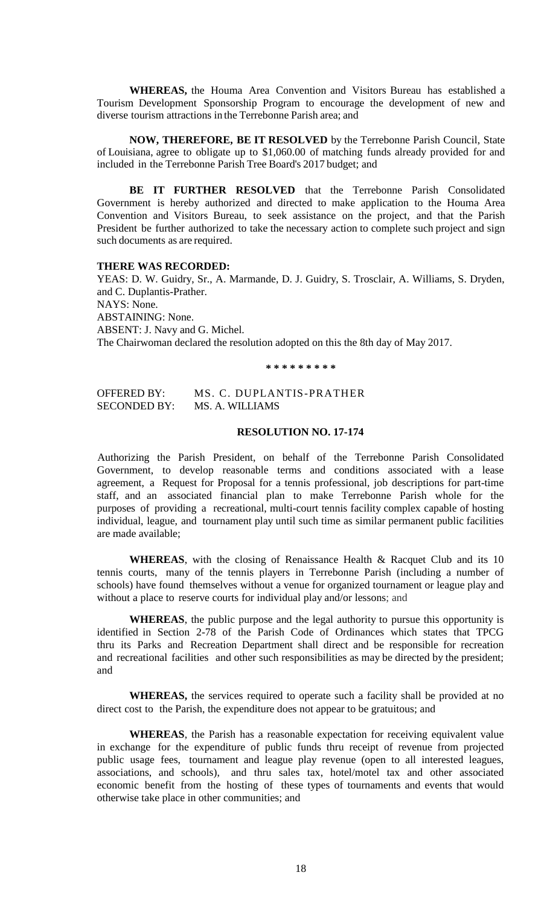**WHEREAS,** the Houma Area Convention and Visitors Bureau has established a Tourism Development Sponsorship Program to encourage the development of new and diverse tourism attractions in the Terrebonne Parish area; and

**NOW, THEREFORE, BE IT RESOLVED** by the Terrebonne Parish Council, State of Louisiana, agree to obligate up to $1,060.00 of matching funds already provided for and included in the Terrebonne Parish Tree Board's 2017 budget; and

**BE IT FURTHER RESOLVED** that the Terrebonne Parish Consolidated Government is hereby authorized and directed to make application to the Houma Area Convention and Visitors Bureau, to seek assistance on the project, and that the Parish President be further authorized to take the necessary action to complete such project and sign such documents as are required.

**THERE WAS RECORDED:**

YEAS: D. W. Guidry, Sr., A. Marmande, D. J. Guidry, S. Trosclair, A. Williams, S. Dryden, and C. Duplantis-Prather.

NAYS: None.

ABSTAINING: None.

ABSENT: J. Navy and G. Michel.

The Chairwoman declared the resolution adopted on this the 8th day of May 2017.

**\* \* \* \* \* \* \* \* \***

OFFERED BY: MS. C. DUPLANTIS-PRATHER
SECONDED BY: MS. A. WILLIAMS

**RESOLUTION NO. 17-174**

Authorizing the Parish President, on behalf of the Terrebonne Parish Consolidated Government, to develop reasonable terms and conditions associated with a lease agreement, a Request for Proposal for a tennis professional, job descriptions for part-time staff, and an associated financial plan to make Terrebonne Parish whole for the purposes of providing a recreational, multi-court tennis facility complex capable of hosting individual, league, and tournament play until such time as similar permanent public facilities are made available;

**WHEREAS**, with the closing of Renaissance Health & Racquet Club and its 10 tennis courts, many of the tennis players in Terrebonne Parish (including a number of schools) have found themselves without a venue for organized tournament or league play and without a place to reserve courts for individual play and/or lessons; and

**WHEREAS**, the public purpose and the legal authority to pursue this opportunity is identified in Section 2-78 of the Parish Code of Ordinances which states that TPCG thru its Parks and Recreation Department shall direct and be responsible for recreation and recreational facilities and other such responsibilities as may be directed by the president; and

**WHEREAS,** the services required to operate such a facility shall be provided at no direct cost to the Parish, the expenditure does not appear to be gratuitous; and

**WHEREAS**, the Parish has a reasonable expectation for receiving equivalent value in exchange for the expenditure of public funds thru receipt of revenue from projected public usage fees, tournament and league play revenue (open to all interested leagues, associations, and schools), and thru sales tax, hotel/motel tax and other associated economic benefit from the hosting of these types of tournaments and events that would otherwise take place in other communities; and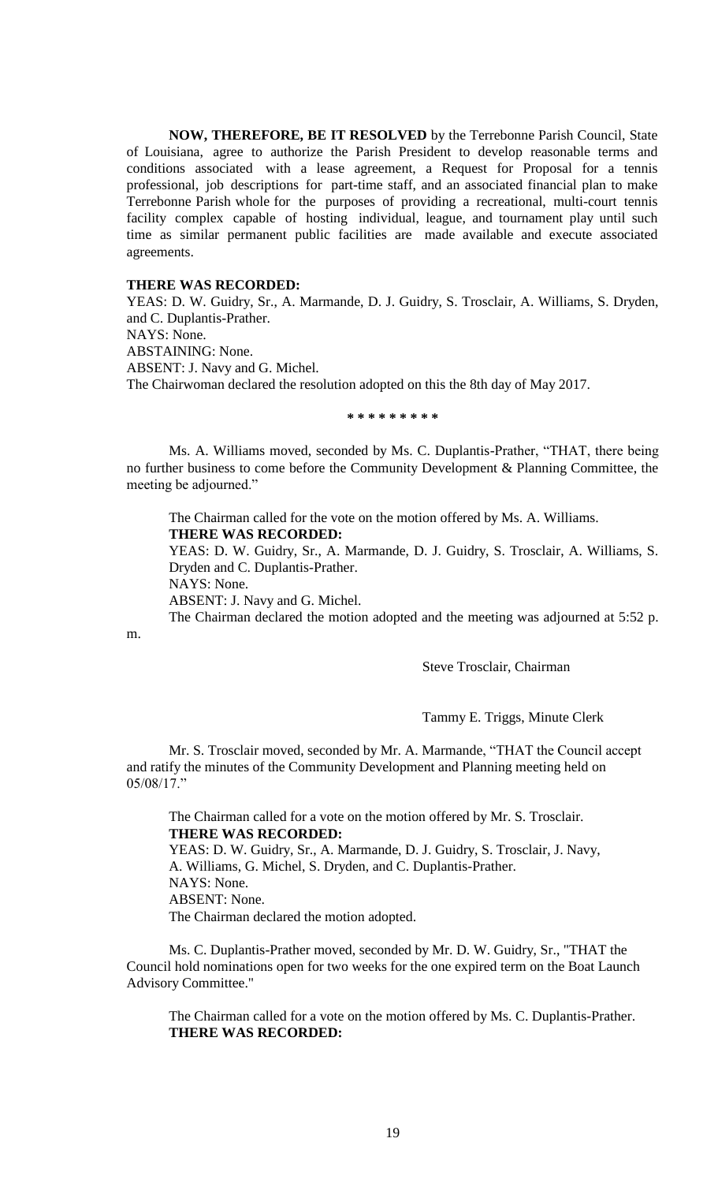**NOW, THEREFORE, BE IT RESOLVED** by the Terrebonne Parish Council, State of Louisiana, agree to authorize the Parish President to develop reasonable terms and conditions associated with a lease agreement, a Request for Proposal for a tennis professional, job descriptions for part-time staff, and an associated financial plan to make Terrebonne Parish whole for the purposes of providing a recreational, multi-court tennis facility complex capable of hosting individual, league, and tournament play until such time as similar permanent public facilities are made available and execute associated agreements.

**THERE WAS RECORDED:**

YEAS: D. W. Guidry, Sr., A. Marmande, D. J. Guidry, S. Trosclair, A. Williams, S. Dryden, and C. Duplantis-Prather.
NAYS: None.
ABSTAINING: None.
ABSENT: J. Navy and G. Michel.
The Chairwoman declared the resolution adopted on this the 8th day of May 2017.

\* \* \* \* \* \* \* \* \*

Ms. A. Williams moved, seconded by Ms. C. Duplantis-Prather, "THAT, there being no further business to come before the Community Development & Planning Committee, the meeting be adjourned."

The Chairman called for the vote on the motion offered by Ms. A. Williams.
**THERE WAS RECORDED:**
YEAS: D. W. Guidry, Sr., A. Marmande, D. J. Guidry, S. Trosclair, A. Williams, S. Dryden and C. Duplantis-Prather.
NAYS: None.
ABSENT: J. Navy and G. Michel.
The Chairman declared the motion adopted and the meeting was adjourned at 5:52 p. m.

Steve Trosclair, Chairman

Tammy E. Triggs, Minute Clerk

Mr. S. Trosclair moved, seconded by Mr. A. Marmande, "THAT the Council accept and ratify the minutes of the Community Development and Planning meeting held on 05/08/17."

The Chairman called for a vote on the motion offered by Mr. S. Trosclair.
**THERE WAS RECORDED:**
YEAS: D. W. Guidry, Sr., A. Marmande, D. J. Guidry, S. Trosclair, J. Navy, A. Williams, G. Michel, S. Dryden, and C. Duplantis-Prather.
NAYS: None.
ABSENT: None.
The Chairman declared the motion adopted.

Ms. C. Duplantis-Prather moved, seconded by Mr. D. W. Guidry, Sr., "THAT the Council hold nominations open for two weeks for the one expired term on the Boat Launch Advisory Committee."

The Chairman called for a vote on the motion offered by Ms. C. Duplantis-Prather.
**THERE WAS RECORDED:**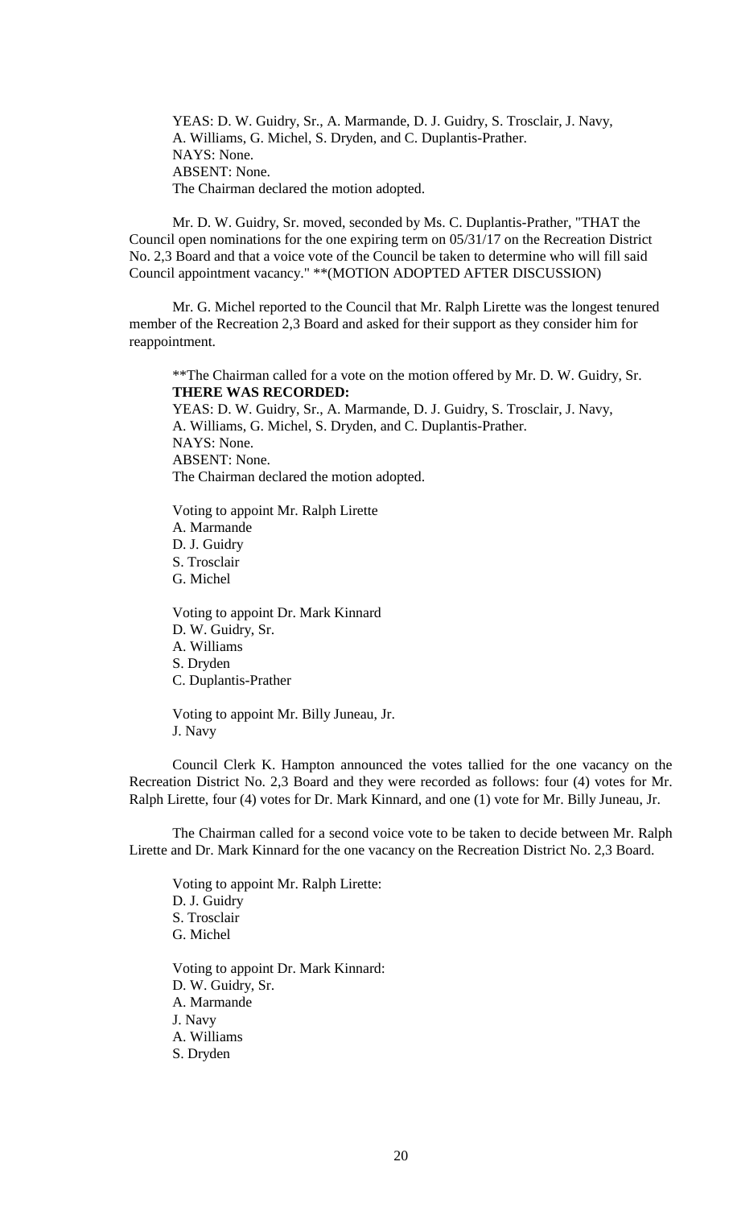YEAS: D. W. Guidry, Sr., A. Marmande, D. J. Guidry, S. Trosclair, J. Navy, A. Williams, G. Michel, S. Dryden, and C. Duplantis-Prather.
NAYS: None.
ABSENT: None.
The Chairman declared the motion adopted.

Mr. D. W. Guidry, Sr. moved, seconded by Ms. C. Duplantis-Prather, "THAT the Council open nominations for the one expiring term on 05/31/17 on the Recreation District No. 2,3 Board and that a voice vote of the Council be taken to determine who will fill said Council appointment vacancy." **(MOTION ADOPTED AFTER DISCUSSION)

Mr. G. Michel reported to the Council that Mr. Ralph Lirette was the longest tenured member of the Recreation 2,3 Board and asked for their support as they consider him for reappointment.

**The Chairman called for a vote on the motion offered by Mr. D. W. Guidry, Sr.
**THERE WAS RECORDED:**
YEAS: D. W. Guidry, Sr., A. Marmande, D. J. Guidry, S. Trosclair, J. Navy, A. Williams, G. Michel, S. Dryden, and C. Duplantis-Prather.
NAYS: None.
ABSENT: None.
The Chairman declared the motion adopted.

Voting to appoint Mr. Ralph Lirette
A. Marmande
D. J. Guidry
S. Trosclair
G. Michel

Voting to appoint Dr. Mark Kinnard
D. W. Guidry, Sr.
A. Williams
S. Dryden
C. Duplantis-Prather

Voting to appoint Mr. Billy Juneau, Jr.
J. Navy

Council Clerk K. Hampton announced the votes tallied for the one vacancy on the Recreation District No. 2,3 Board and they were recorded as follows: four (4) votes for Mr. Ralph Lirette, four (4) votes for Dr. Mark Kinnard, and one (1) vote for Mr. Billy Juneau, Jr.

The Chairman called for a second voice vote to be taken to decide between Mr. Ralph Lirette and Dr. Mark Kinnard for the one vacancy on the Recreation District No. 2,3 Board.

Voting to appoint Mr. Ralph Lirette:
D. J. Guidry
S. Trosclair
G. Michel

Voting to appoint Dr. Mark Kinnard:
D. W. Guidry, Sr.
A. Marmande
J. Navy
A. Williams
S. Dryden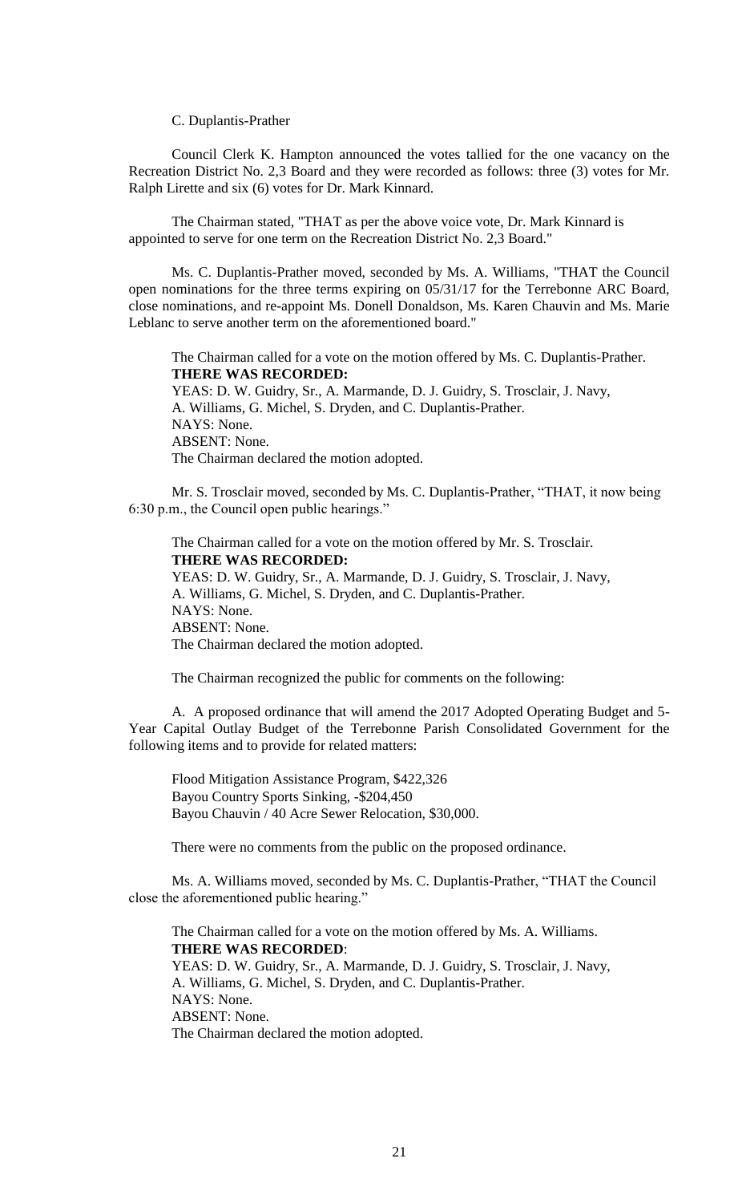C. Duplantis-Prather

Council Clerk K. Hampton announced the votes tallied for the one vacancy on the Recreation District No. 2,3 Board and they were recorded as follows: three (3) votes for Mr. Ralph Lirette and six (6) votes for Dr. Mark Kinnard.

The Chairman stated, "THAT as per the above voice vote, Dr. Mark Kinnard is appointed to serve for one term on the Recreation District No. 2,3 Board."

Ms. C. Duplantis-Prather moved, seconded by Ms. A. Williams, "THAT the Council open nominations for the three terms expiring on 05/31/17 for the Terrebonne ARC Board, close nominations, and re-appoint Ms. Donell Donaldson, Ms. Karen Chauvin and Ms. Marie Leblanc to serve another term on the aforementioned board."

The Chairman called for a vote on the motion offered by Ms. C. Duplantis-Prather.
**THERE WAS RECORDED:**
YEAS: D. W. Guidry, Sr., A. Marmande, D. J. Guidry, S. Trosclair, J. Navy, A. Williams, G. Michel, S. Dryden, and C. Duplantis-Prather.
NAYS: None.
ABSENT: None.
The Chairman declared the motion adopted.

Mr. S. Trosclair moved, seconded by Ms. C. Duplantis-Prather, "THAT, it now being 6:30 p.m., the Council open public hearings."

The Chairman called for a vote on the motion offered by Mr. S. Trosclair.
**THERE WAS RECORDED:**
YEAS: D. W. Guidry, Sr., A. Marmande, D. J. Guidry, S. Trosclair, J. Navy, A. Williams, G. Michel, S. Dryden, and C. Duplantis-Prather.
NAYS: None.
ABSENT: None.
The Chairman declared the motion adopted.

The Chairman recognized the public for comments on the following:

A. A proposed ordinance that will amend the 2017 Adopted Operating Budget and 5-Year Capital Outlay Budget of the Terrebonne Parish Consolidated Government for the following items and to provide for related matters:

Flood Mitigation Assistance Program, $422,326
Bayou Country Sports Sinking, -$204,450
Bayou Chauvin / 40 Acre Sewer Relocation, $30,000.

There were no comments from the public on the proposed ordinance.

Ms. A. Williams moved, seconded by Ms. C. Duplantis-Prather, "THAT the Council close the aforementioned public hearing."

The Chairman called for a vote on the motion offered by Ms. A. Williams.
**THERE WAS RECORDED**:
YEAS: D. W. Guidry, Sr., A. Marmande, D. J. Guidry, S. Trosclair, J. Navy, A. Williams, G. Michel, S. Dryden, and C. Duplantis-Prather.
NAYS: None.
ABSENT: None.
The Chairman declared the motion adopted.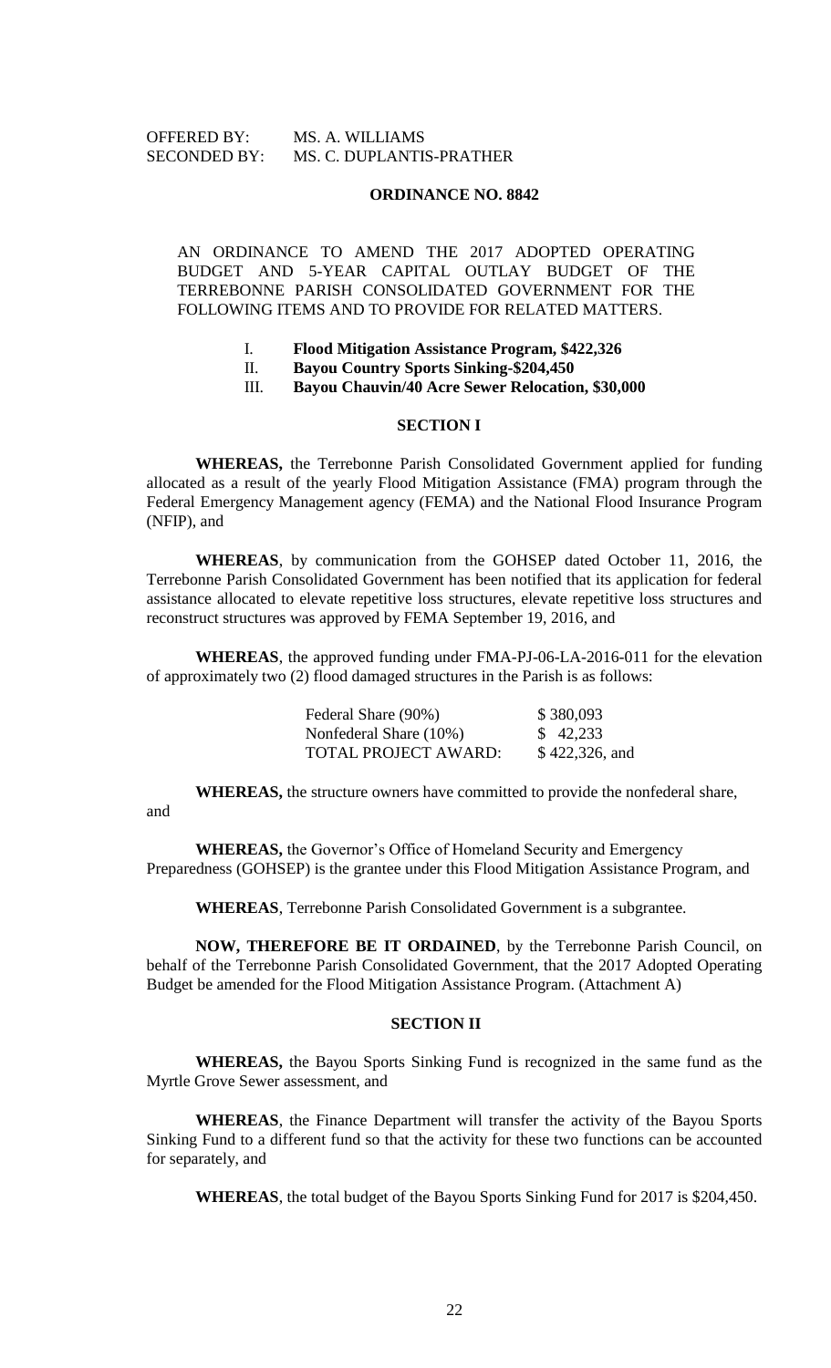OFFERED BY: MS. A. WILLIAMS
SECONDED BY: MS. C. DUPLANTIS-PRATHER

**ORDINANCE NO. 8842**

AN ORDINANCE TO AMEND THE 2017 ADOPTED OPERATING BUDGET AND 5-YEAR CAPITAL OUTLAY BUDGET OF THE TERREBONNE PARISH CONSOLIDATED GOVERNMENT FOR THE FOLLOWING ITEMS AND TO PROVIDE FOR RELATED MATTERS.

I. **Flood Mitigation Assistance Program, $422,326**
II. **Bayou Country Sports Sinking-$204,450**
III. **Bayou Chauvin/40 Acre Sewer Relocation, $30,000**

**SECTION I**

**WHEREAS,** the Terrebonne Parish Consolidated Government applied for funding allocated as a result of the yearly Flood Mitigation Assistance (FMA) program through the Federal Emergency Management agency (FEMA) and the National Flood Insurance Program (NFIP), and

**WHEREAS**, by communication from the GOHSEP dated October 11, 2016, the Terrebonne Parish Consolidated Government has been notified that its application for federal assistance allocated to elevate repetitive loss structures, elevate repetitive loss structures and reconstruct structures was approved by FEMA September 19, 2016, and

**WHEREAS**, the approved funding under FMA-PJ-06-LA-2016-011 for the elevation of approximately two (2) flood damaged structures in the Parish is as follows:

| | |
|---|---|
| Federal Share (90%) | $ 380,093 |
| Nonfederal Share (10%) | $ 42,233 |
| TOTAL PROJECT AWARD: | $ 422,326, and |

**WHEREAS,** the structure owners have committed to provide the nonfederal share, and

**WHEREAS,** the Governor's Office of Homeland Security and Emergency Preparedness (GOHSEP) is the grantee under this Flood Mitigation Assistance Program, and

**WHEREAS**, Terrebonne Parish Consolidated Government is a subgrantee.

**NOW, THEREFORE BE IT ORDAINED**, by the Terrebonne Parish Council, on behalf of the Terrebonne Parish Consolidated Government, that the 2017 Adopted Operating Budget be amended for the Flood Mitigation Assistance Program. (Attachment A)

**SECTION II**

**WHEREAS,** the Bayou Sports Sinking Fund is recognized in the same fund as the Myrtle Grove Sewer assessment, and

**WHEREAS**, the Finance Department will transfer the activity of the Bayou Sports Sinking Fund to a different fund so that the activity for these two functions can be accounted for separately, and

**WHEREAS**, the total budget of the Bayou Sports Sinking Fund for 2017 is $204,450.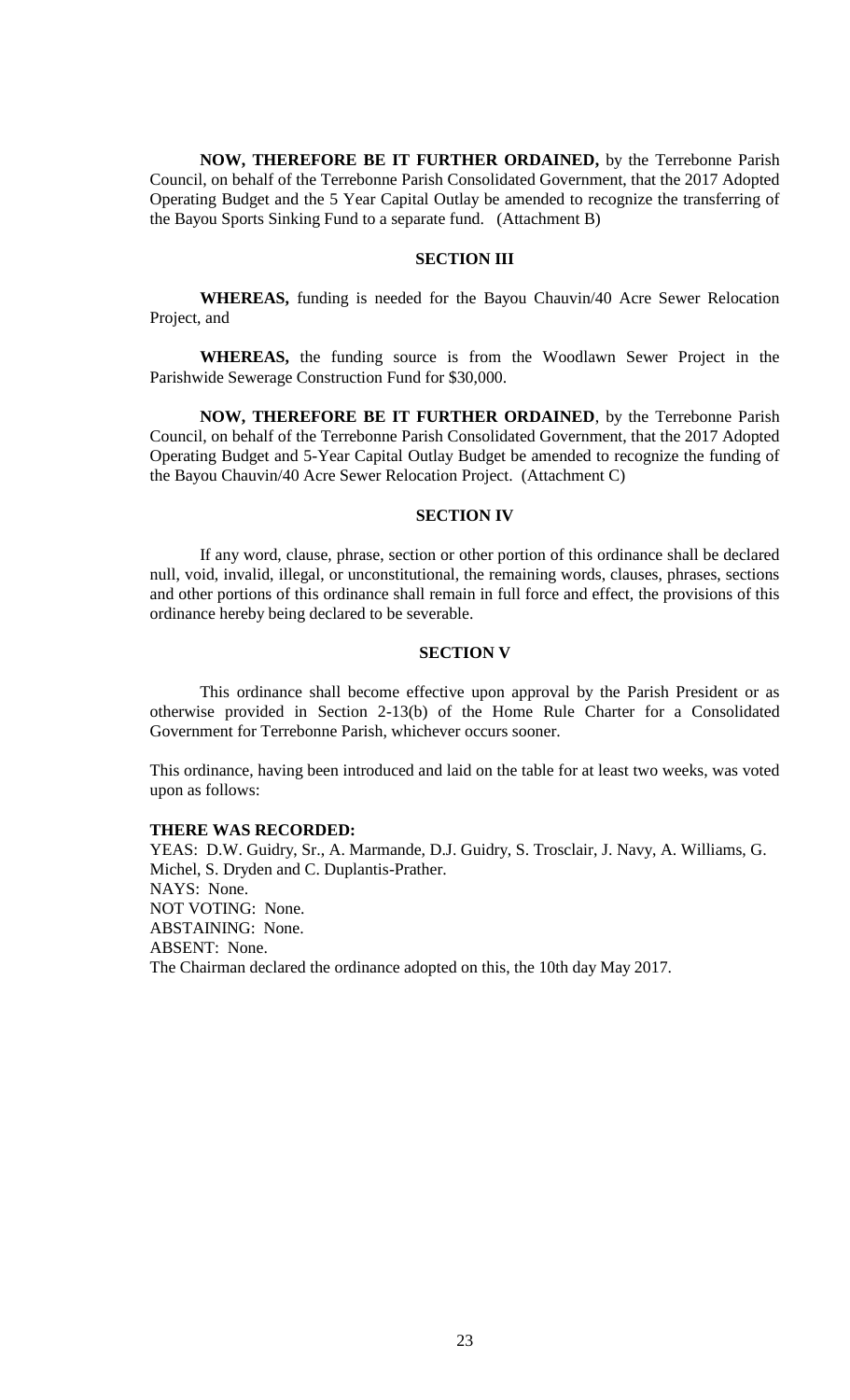**NOW, THEREFORE BE IT FURTHER ORDAINED,** by the Terrebonne Parish Council, on behalf of the Terrebonne Parish Consolidated Government, that the 2017 Adopted Operating Budget and the 5 Year Capital Outlay be amended to recognize the transferring of the Bayou Sports Sinking Fund to a separate fund. (Attachment B)

### SECTION III

**WHEREAS,** funding is needed for the Bayou Chauvin/40 Acre Sewer Relocation Project, and

**WHEREAS,** the funding source is from the Woodlawn Sewer Project in the Parishwide Sewerage Construction Fund for $30,000.

**NOW, THEREFORE BE IT FURTHER ORDAINED**, by the Terrebonne Parish Council, on behalf of the Terrebonne Parish Consolidated Government, that the 2017 Adopted Operating Budget and 5-Year Capital Outlay Budget be amended to recognize the funding of the Bayou Chauvin/40 Acre Sewer Relocation Project. (Attachment C)

### SECTION IV

If any word, clause, phrase, section or other portion of this ordinance shall be declared null, void, invalid, illegal, or unconstitutional, the remaining words, clauses, phrases, sections and other portions of this ordinance shall remain in full force and effect, the provisions of this ordinance hereby being declared to be severable.

### SECTION V

This ordinance shall become effective upon approval by the Parish President or as otherwise provided in Section 2-13(b) of the Home Rule Charter for a Consolidated Government for Terrebonne Parish, whichever occurs sooner.

This ordinance, having been introduced and laid on the table for at least two weeks, was voted upon as follows:

**THERE WAS RECORDED:**
YEAS: D.W. Guidry, Sr., A. Marmande, D.J. Guidry, S. Trosclair, J. Navy, A. Williams, G. Michel, S. Dryden and C. Duplantis-Prather.
NAYS: None.
NOT VOTING: None.
ABSTAINING: None.
ABSENT: None.
The Chairman declared the ordinance adopted on this, the 10th day May 2017.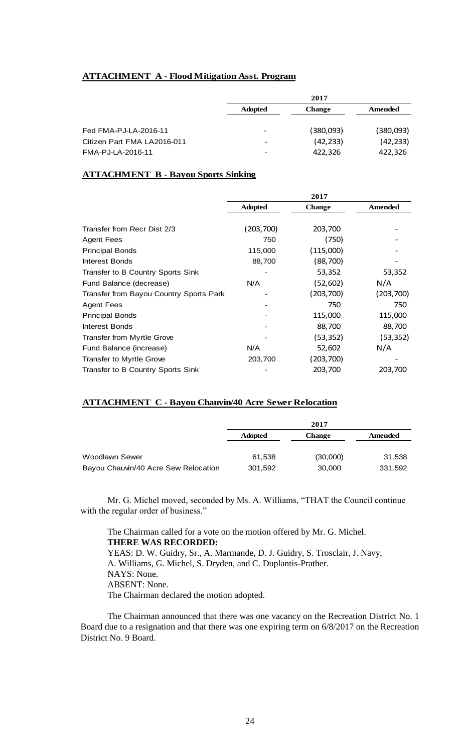**ATTACHMENT A - Flood Mitigation Asst. Program**

| | 2017 | | |
|---|---|---|---|
| | **Adopted** | **Change** | **Amended** |
| Fed FMA-PJ-LA-2016-11 | - | (380,093) | (380,093) |
| Citizen Part FMA LA2016-011 | - | (42,233) | (42,233) |
| FMA-PJ-LA-2016-11 | - | 422,326 | 422,326 |

**ATTACHMENT B - Bayou Sports Sinking**

| | 2017 | | |
|---|---|---|---|
| | **Adopted** | **Change** | **Amended** |
| Transfer from Recr Dist 2/3 | (203,700) | 203,700 | - |
| Agent Fees | 750 | (750) | - |
| Principal Bonds | 115,000 | (115,000) | - |
| Interest Bonds | 88,700 | (88,700) | - |
| Transfer to B Country Sports Sink | - | 53,352 | 53,352 |
| Fund Balance (decrease) | N/A | (52,602) | N/A |
| Transfer from Bayou Country Sports Park | - | (203,700) | (203,700) |
| Agent Fees | - | 750 | 750 |
| Principal Bonds | - | 115,000 | 115,000 |
| Interest Bonds | - | 88,700 | 88,700 |
| Transfer from Myrtle Grove | - | (53,352) | (53,352) |
| Fund Balance (increase) | N/A | 52,602 | N/A |
| Transfer to Myrtle Grove | 203,700 | (203,700) | - |
| Transfer to B Country Sports Sink | - | 203,700 | 203,700 |

**ATTACHMENT C - Bayou Chauvin/40 Acre Sewer Relocation**

| | 2017 | | |
|---|---|---|---|
| | **Adopted** | **Change** | **Amended** |
| Woodlawn Sewer | 61,538 | (30,000) | 31,538 |
| Bayou Chauvin/40 Acre Sew Relocation | 301,592 | 30,000 | 331,592 |

Mr. G. Michel moved, seconded by Ms. A. Williams, "THAT the Council continue with the regular order of business."

The Chairman called for a vote on the motion offered by Mr. G. Michel.
**THERE WAS RECORDED:**
YEAS: D. W. Guidry, Sr., A. Marmande, D. J. Guidry, S. Trosclair, J. Navy, A. Williams, G. Michel, S. Dryden, and C. Duplantis-Prather.
NAYS: None.
ABSENT: None.
The Chairman declared the motion adopted.

The Chairman announced that there was one vacancy on the Recreation District No. 1 Board due to a resignation and that there was one expiring term on 6/8/2017 on the Recreation District No. 9 Board.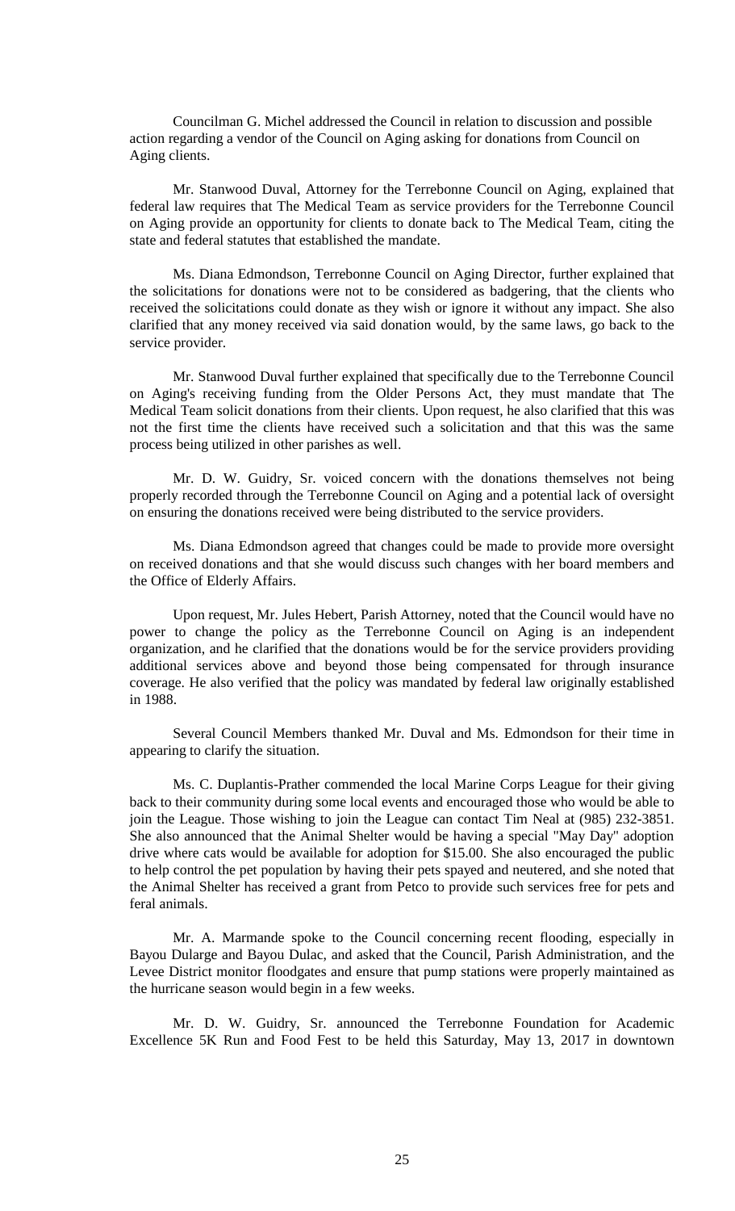Councilman G. Michel addressed the Council in relation to discussion and possible action regarding a vendor of the Council on Aging asking for donations from Council on Aging clients.

Mr. Stanwood Duval, Attorney for the Terrebonne Council on Aging, explained that federal law requires that The Medical Team as service providers for the Terrebonne Council on Aging provide an opportunity for clients to donate back to The Medical Team, citing the state and federal statutes that established the mandate.

Ms. Diana Edmondson, Terrebonne Council on Aging Director, further explained that the solicitations for donations were not to be considered as badgering, that the clients who received the solicitations could donate as they wish or ignore it without any impact. She also clarified that any money received via said donation would, by the same laws, go back to the service provider.

Mr. Stanwood Duval further explained that specifically due to the Terrebonne Council on Aging's receiving funding from the Older Persons Act, they must mandate that The Medical Team solicit donations from their clients. Upon request, he also clarified that this was not the first time the clients have received such a solicitation and that this was the same process being utilized in other parishes as well.

Mr. D. W. Guidry, Sr. voiced concern with the donations themselves not being properly recorded through the Terrebonne Council on Aging and a potential lack of oversight on ensuring the donations received were being distributed to the service providers.

Ms. Diana Edmondson agreed that changes could be made to provide more oversight on received donations and that she would discuss such changes with her board members and the Office of Elderly Affairs.

Upon request, Mr. Jules Hebert, Parish Attorney, noted that the Council would have no power to change the policy as the Terrebonne Council on Aging is an independent organization, and he clarified that the donations would be for the service providers providing additional services above and beyond those being compensated for through insurance coverage. He also verified that the policy was mandated by federal law originally established in 1988.

Several Council Members thanked Mr. Duval and Ms. Edmondson for their time in appearing to clarify the situation.

Ms. C. Duplantis-Prather commended the local Marine Corps League for their giving back to their community during some local events and encouraged those who would be able to join the League. Those wishing to join the League can contact Tim Neal at (985) 232-3851. She also announced that the Animal Shelter would be having a special "May Day" adoption drive where cats would be available for adoption for $15.00. She also encouraged the public to help control the pet population by having their pets spayed and neutered, and she noted that the Animal Shelter has received a grant from Petco to provide such services free for pets and feral animals.

Mr. A. Marmande spoke to the Council concerning recent flooding, especially in Bayou Dularge and Bayou Dulac, and asked that the Council, Parish Administration, and the Levee District monitor floodgates and ensure that pump stations were properly maintained as the hurricane season would begin in a few weeks.

Mr. D. W. Guidry, Sr. announced the Terrebonne Foundation for Academic Excellence 5K Run and Food Fest to be held this Saturday, May 13, 2017 in downtown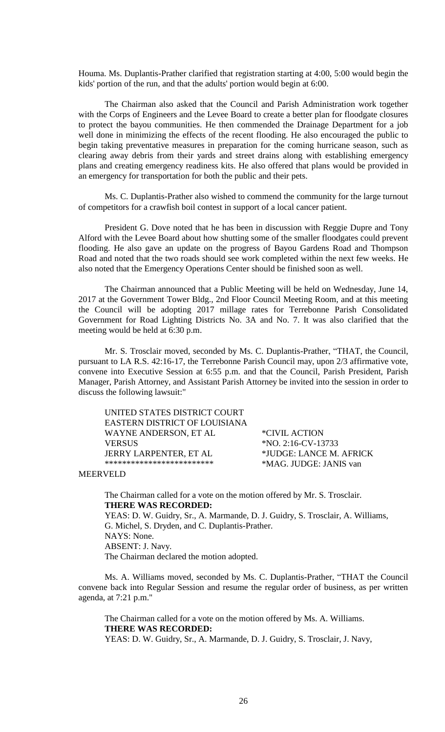Houma. Ms. Duplantis-Prather clarified that registration starting at 4:00, 5:00 would begin the kids' portion of the run, and that the adults' portion would begin at 6:00.

The Chairman also asked that the Council and Parish Administration work together with the Corps of Engineers and the Levee Board to create a better plan for floodgate closures to protect the bayou communities. He then commended the Drainage Department for a job well done in minimizing the effects of the recent flooding. He also encouraged the public to begin taking preventative measures in preparation for the coming hurricane season, such as clearing away debris from their yards and street drains along with establishing emergency plans and creating emergency readiness kits. He also offered that plans would be provided in an emergency for transportation for both the public and their pets.

Ms. C. Duplantis-Prather also wished to commend the community for the large turnout of competitors for a crawfish boil contest in support of a local cancer patient.

President G. Dove noted that he has been in discussion with Reggie Dupre and Tony Alford with the Levee Board about how shutting some of the smaller floodgates could prevent flooding. He also gave an update on the progress of Bayou Gardens Road and Thompson Road and noted that the two roads should see work completed within the next few weeks. He also noted that the Emergency Operations Center should be finished soon as well.

The Chairman announced that a Public Meeting will be held on Wednesday, June 14, 2017 at the Government Tower Bldg., 2nd Floor Council Meeting Room, and at this meeting the Council will be adopting 2017 millage rates for Terrebonne Parish Consolidated Government for Road Lighting Districts No. 3A and No. 7. It was also clarified that the meeting would be held at 6:30 p.m.

Mr. S. Trosclair moved, seconded by Ms. C. Duplantis-Prather, "THAT, the Council, pursuant to LA R.S. 42:16-17, the Terrebonne Parish Council may, upon 2/3 affirmative vote, convene into Executive Session at 6:55 p.m. and that the Council, Parish President, Parish Manager, Parish Attorney, and Assistant Parish Attorney be invited into the session in order to discuss the following lawsuit:"

| | |
|---|---|
| UNITED STATES DISTRICT COURT | |
| EASTERN DISTRICT OF LOUISIANA | |
| WAYNE ANDERSON, ET AL | *CIVIL ACTION |
| VERSUS | *NO. 2:16-CV-13733 |
| JERRY LARPENTER, ET AL | *JUDGE: LANCE M. AFRICK |
| ************************* | *MAG. JUDGE: JANIS van MEERVELD |

The Chairman called for a vote on the motion offered by Mr. S. Trosclair.
**THERE WAS RECORDED:**
YEAS: D. W. Guidry, Sr., A. Marmande, D. J. Guidry, S. Trosclair, A. Williams, G. Michel, S. Dryden, and C. Duplantis-Prather.
NAYS: None.
ABSENT: J. Navy.
The Chairman declared the motion adopted.

Ms. A. Williams moved, seconded by Ms. C. Duplantis-Prather, "THAT the Council convene back into Regular Session and resume the regular order of business, as per written agenda, at 7:21 p.m."

The Chairman called for a vote on the motion offered by Ms. A. Williams.
**THERE WAS RECORDED:**
YEAS: D. W. Guidry, Sr., A. Marmande, D. J. Guidry, S. Trosclair, J. Navy,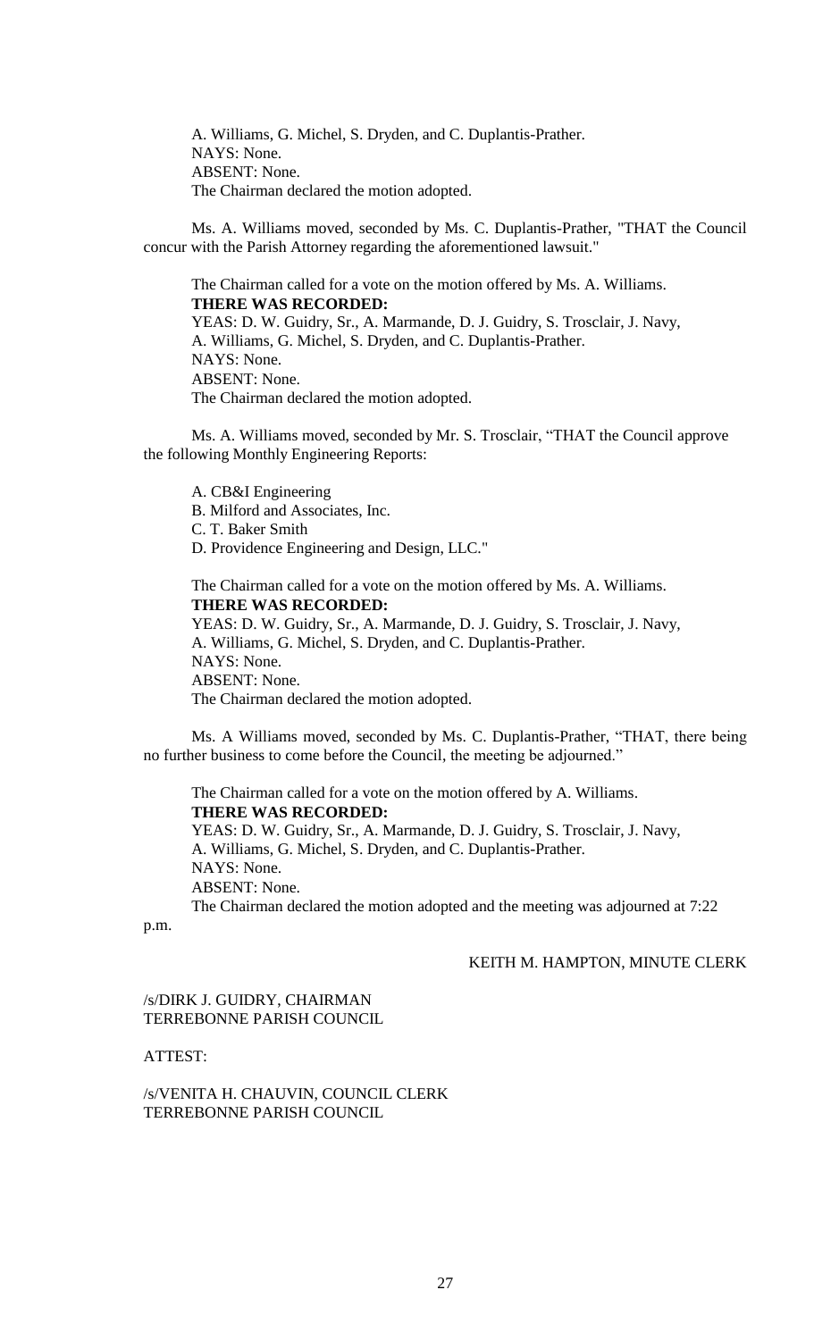A. Williams, G. Michel, S. Dryden, and C. Duplantis-Prather.
NAYS: None.
ABSENT: None.
The Chairman declared the motion adopted.

Ms. A. Williams moved, seconded by Ms. C. Duplantis-Prather, "THAT the Council concur with the Parish Attorney regarding the aforementioned lawsuit."

The Chairman called for a vote on the motion offered by Ms. A. Williams.
**THERE WAS RECORDED:**
YEAS: D. W. Guidry, Sr., A. Marmande, D. J. Guidry, S. Trosclair, J. Navy, A. Williams, G. Michel, S. Dryden, and C. Duplantis-Prather.
NAYS: None.
ABSENT: None.
The Chairman declared the motion adopted.

Ms. A. Williams moved, seconded by Mr. S. Trosclair, "THAT the Council approve the following Monthly Engineering Reports:

A. CB&I Engineering
B. Milford and Associates, Inc.
C. T. Baker Smith
D. Providence Engineering and Design, LLC."

The Chairman called for a vote on the motion offered by Ms. A. Williams.
**THERE WAS RECORDED:**
YEAS: D. W. Guidry, Sr., A. Marmande, D. J. Guidry, S. Trosclair, J. Navy, A. Williams, G. Michel, S. Dryden, and C. Duplantis-Prather.
NAYS: None.
ABSENT: None.
The Chairman declared the motion adopted.

Ms. A Williams moved, seconded by Ms. C. Duplantis-Prather, "THAT, there being no further business to come before the Council, the meeting be adjourned."

The Chairman called for a vote on the motion offered by A. Williams.
**THERE WAS RECORDED:**
YEAS: D. W. Guidry, Sr., A. Marmande, D. J. Guidry, S. Trosclair, J. Navy, A. Williams, G. Michel, S. Dryden, and C. Duplantis-Prather.
NAYS: None.
ABSENT: None.
The Chairman declared the motion adopted and the meeting was adjourned at 7:22 p.m.

KEITH M. HAMPTON, MINUTE CLERK

/s/DIRK J. GUIDRY, CHAIRMAN
TERREBONNE PARISH COUNCIL

ATTEST:

/s/VENITA H. CHAUVIN, COUNCIL CLERK
TERREBONNE PARISH COUNCIL